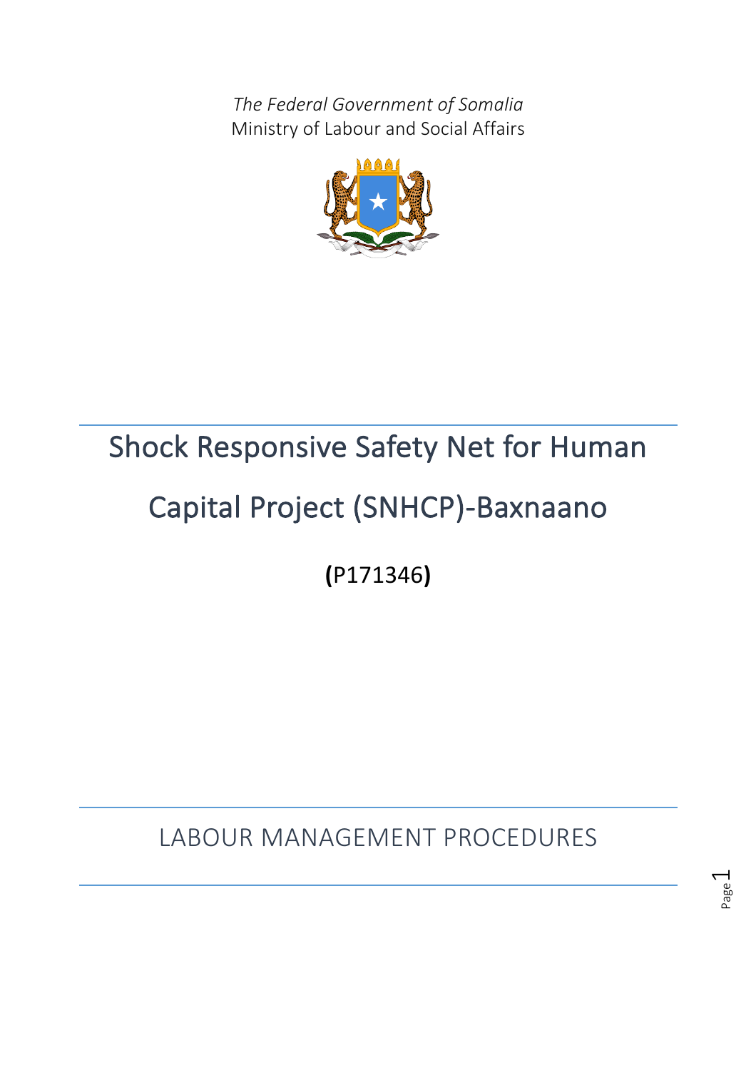*The Federal Government of Somalia*
Ministry of Labour and Social Affairs

# Shock Responsive Safety Net for Human Capital Project (SNHCP)-Baxnaano

**(**P171346**)**

## LABOUR MANAGEMENT PROCEDURES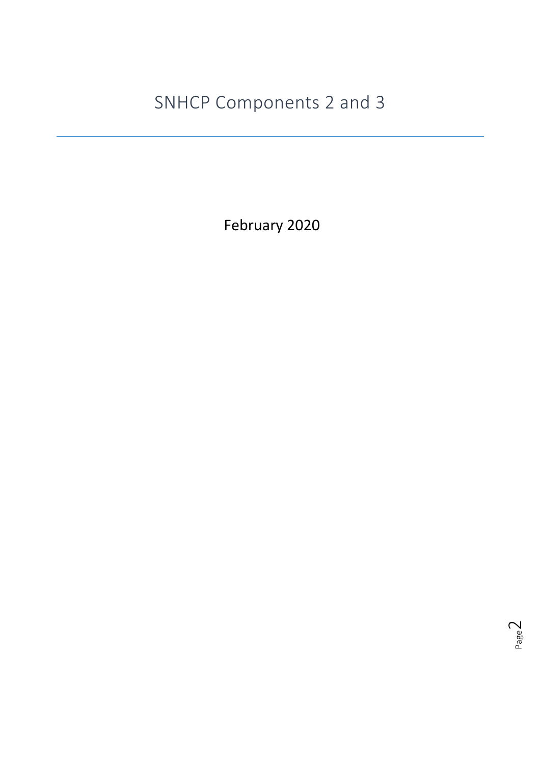# SNHCP Components 2 and 3

February 2020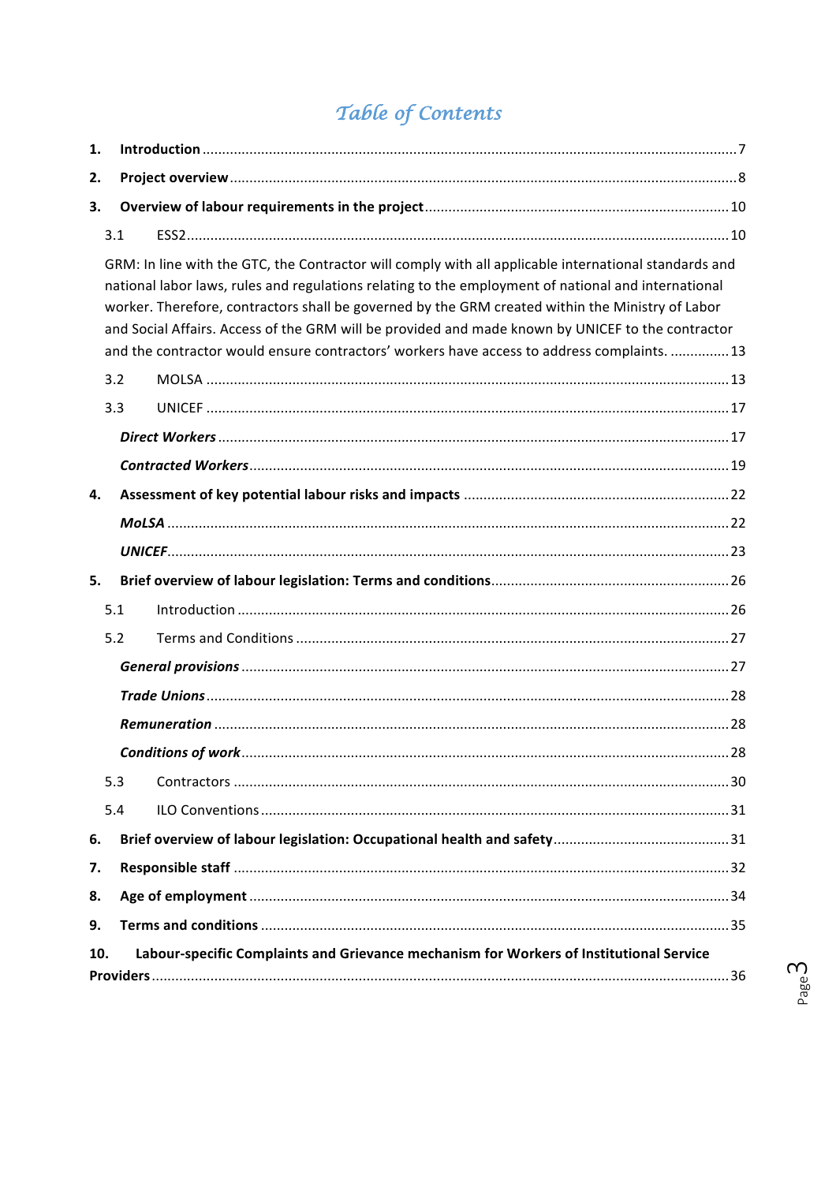# Table of Contents

1. **Introduction** ........................................................................................................ 7
2. **Project overview** ................................................................................................ 8
3. **Overview of labour requirements in the project** ............................................. 10
   - 3.1 ESS2 ........................................................................................................... 10
   - GRM: In line with the GTC, the Contractor will comply with all applicable international standards and national labor laws, rules and regulations relating to the employment of national and international worker. Therefore, contractors shall be governed by the GRM created within the Ministry of Labor and Social Affairs. Access of the GRM will be provided and made known by UNICEF to the contractor and the contractor would ensure contractors' workers have access to address complaints. ............... 13
   - 3.2 MOLSA ........................................................................................................ 13
   - 3.3 UNICEF ....................................................................................................... 17
     - ***Direct Workers*** ...................................................................................... 17
     - ***Contracted Workers*** ............................................................................... 19
4. **Assessment of key potential labour risks and impacts** .................................... 22
   - ***MoLSA*** ....................................................................................................... 22
   - ***UNICEF*** ..................................................................................................... 23
5. **Brief overview of labour legislation: Terms and conditions** ............................. 26
   - 5.1 Introduction ................................................................................................ 26
   - 5.2 Terms and Conditions ................................................................................. 27
     - ***General provisions*** ................................................................................. 27
     - ***Trade Unions*** .......................................................................................... 28
     - ***Remuneration*** ........................................................................................ 28
     - ***Conditions of work*** ................................................................................. 28
   - 5.3 Contractors ................................................................................................. 30
   - 5.4 ILO Conventions ......................................................................................... 31
6. **Brief overview of labour legislation: Occupational health and safety** ............. 31
7. **Responsible staff** ............................................................................................. 32
8. **Age of employment** .......................................................................................... 34
9. **Terms and conditions** ...................................................................................... 35
10. **Labour-specific Complaints and Grievance mechanism for Workers of Institutional Service Providers** ........................................................................................................ 36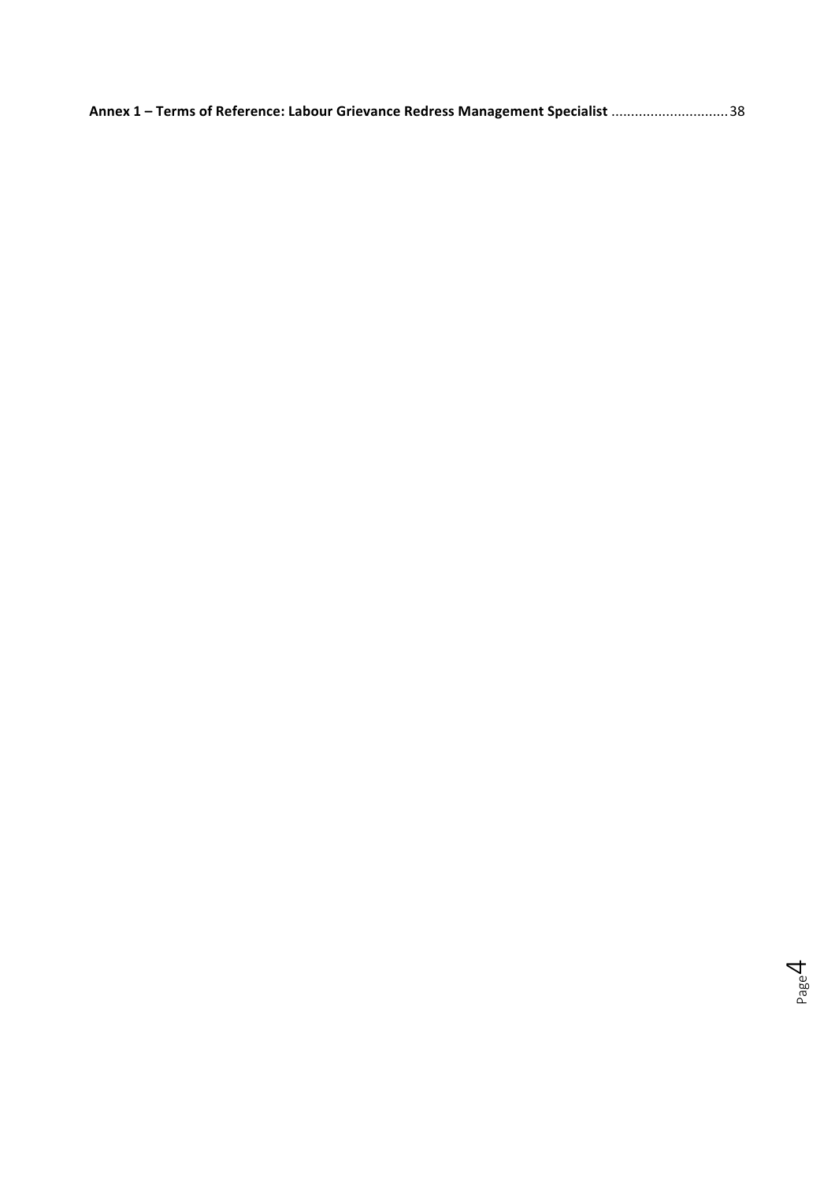**Annex 1 – Terms of Reference: Labour Grievance Redress Management Specialist** .............................38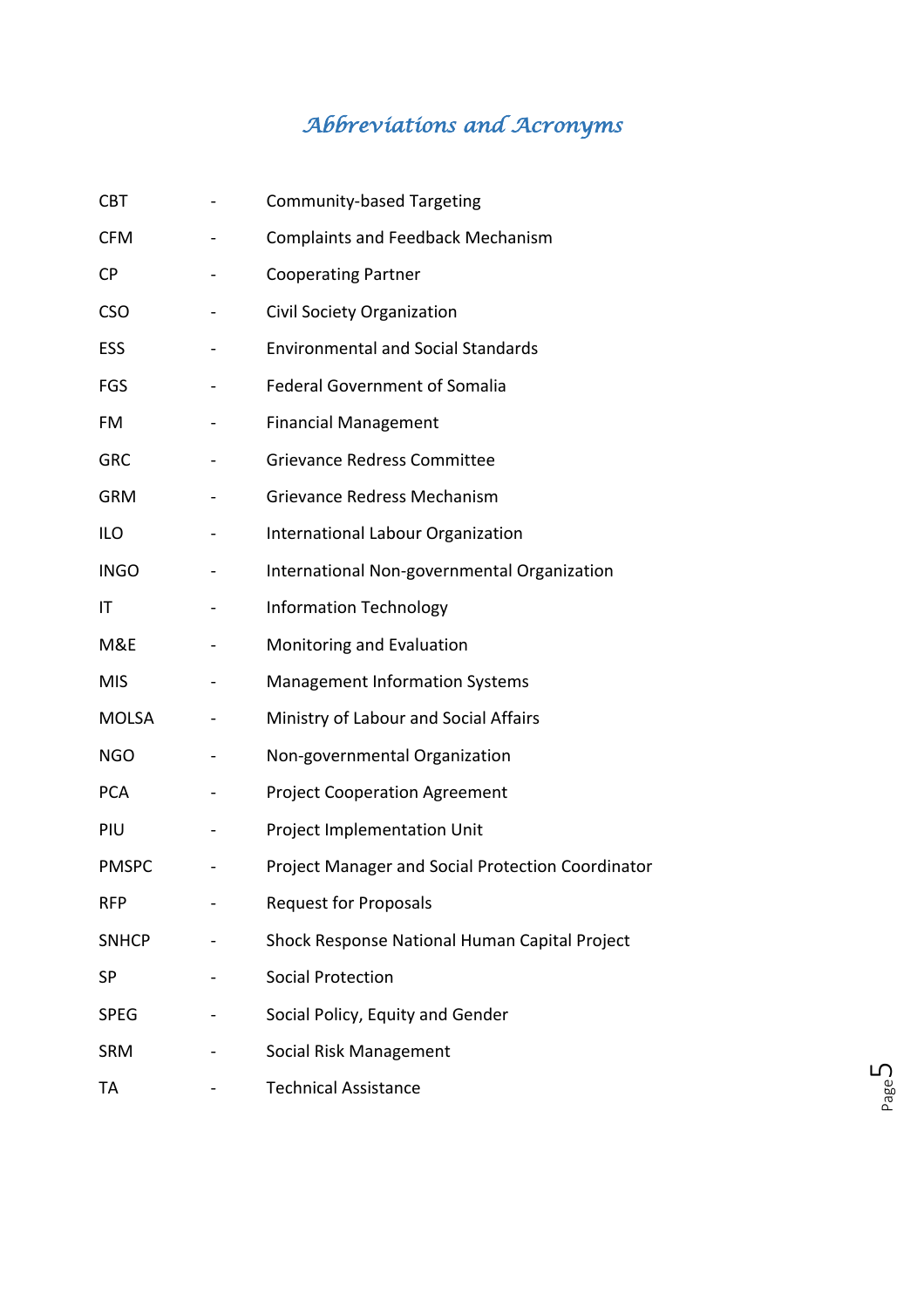# Abbreviations and Acronyms

| | | |
|---|---|---|
| CBT | - | Community-based Targeting |
| CFM | - | Complaints and Feedback Mechanism |
| CP | - | Cooperating Partner |
| CSO | - | Civil Society Organization |
| ESS | - | Environmental and Social Standards |
| FGS | - | Federal Government of Somalia |
| FM | - | Financial Management |
| GRC | - | Grievance Redress Committee |
| GRM | - | Grievance Redress Mechanism |
| ILO | - | International Labour Organization |
| INGO | - | International Non-governmental Organization |
| IT | - | Information Technology |
| M&E | - | Monitoring and Evaluation |
| MIS | - | Management Information Systems |
| MOLSA | - | Ministry of Labour and Social Affairs |
| NGO | - | Non-governmental Organization |
| PCA | - | Project Cooperation Agreement |
| PIU | - | Project Implementation Unit |
| PMSPC | - | Project Manager and Social Protection Coordinator |
| RFP | - | Request for Proposals |
| SNHCP | - | Shock Response National Human Capital Project |
| SP | - | Social Protection |
| SPEG | - | Social Policy, Equity and Gender |
| SRM | - | Social Risk Management |
| TA | - | Technical Assistance |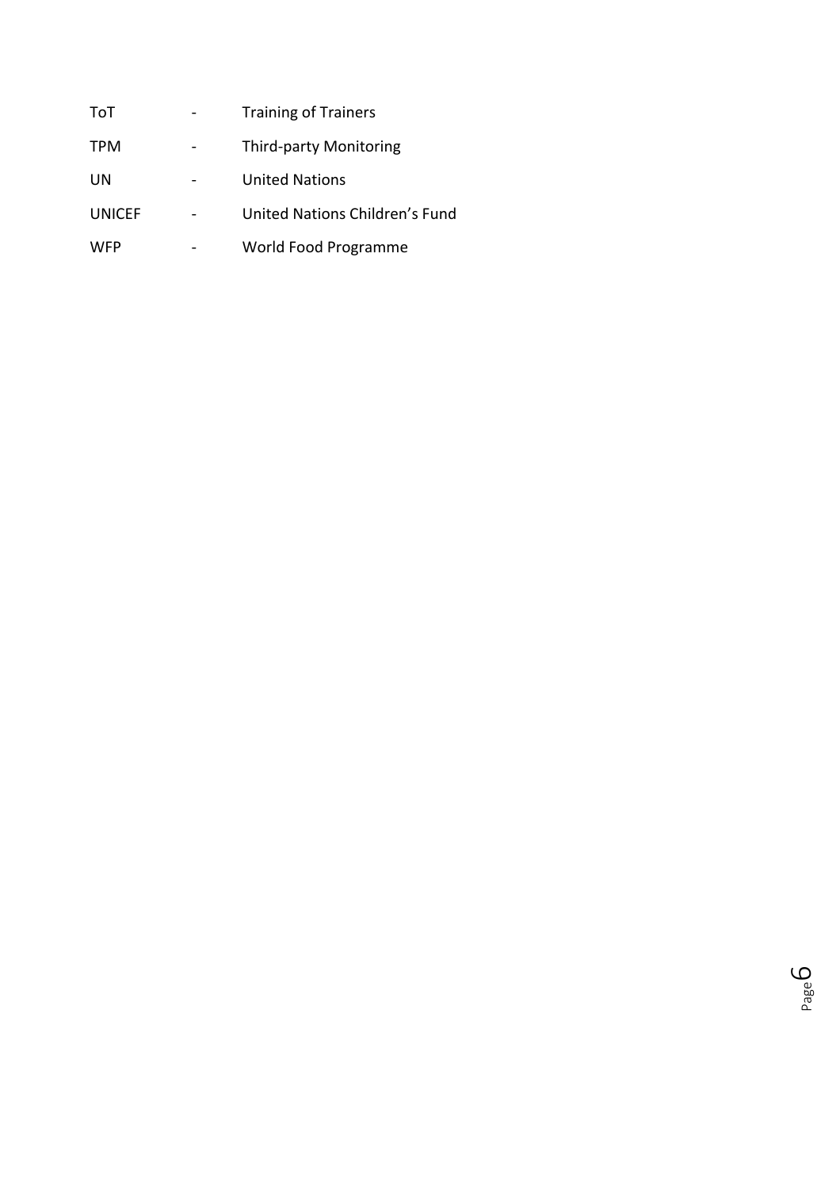ToT - Training of Trainers

TPM - Third-party Monitoring

UN - United Nations

UNICEF - United Nations Children's Fund

WFP - World Food Programme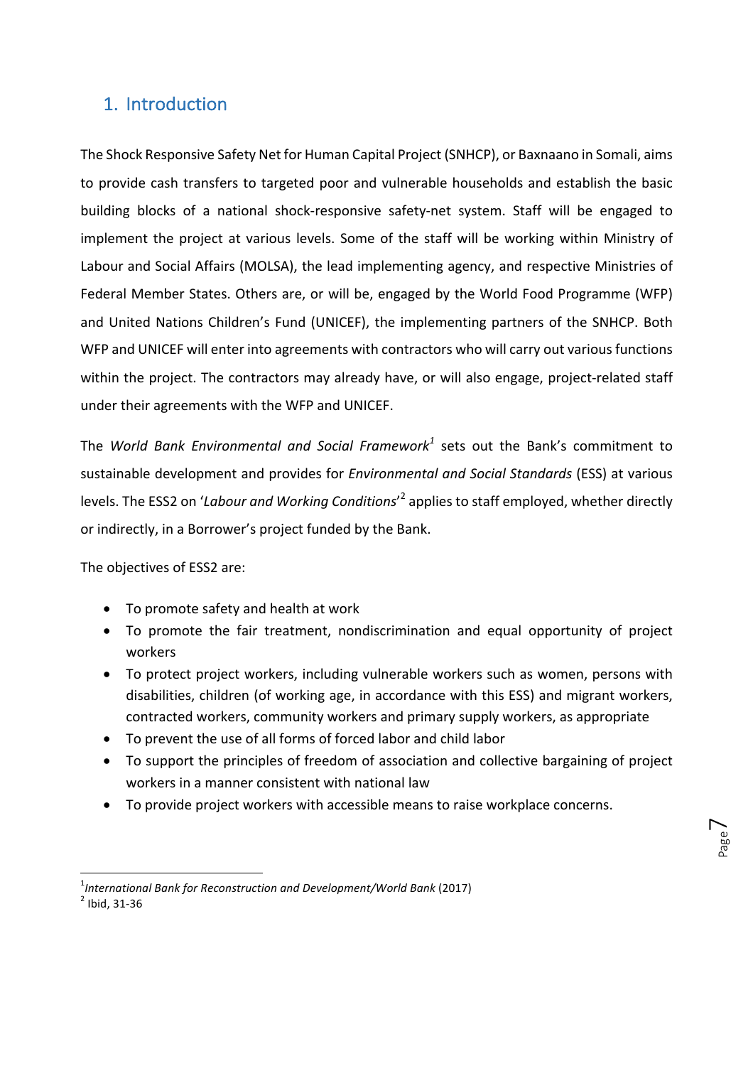# 1. Introduction

The Shock Responsive Safety Net for Human Capital Project (SNHCP), or Baxnaano in Somali, aims to provide cash transfers to targeted poor and vulnerable households and establish the basic building blocks of a national shock-responsive safety-net system. Staff will be engaged to implement the project at various levels. Some of the staff will be working within Ministry of Labour and Social Affairs (MOLSA), the lead implementing agency, and respective Ministries of Federal Member States. Others are, or will be, engaged by the World Food Programme (WFP) and United Nations Children's Fund (UNICEF), the implementing partners of the SNHCP. Both WFP and UNICEF will enter into agreements with contractors who will carry out various functions within the project. The contractors may already have, or will also engage, project-related staff under their agreements with the WFP and UNICEF.

The *World Bank Environmental and Social Framework*[1] sets out the Bank's commitment to sustainable development and provides for *Environmental and Social Standards* (ESS) at various levels. The ESS2 on '*Labour and Working Conditions*'[2] applies to staff employed, whether directly or indirectly, in a Borrower's project funded by the Bank.

The objectives of ESS2 are:

- To promote safety and health at work
- To promote the fair treatment, nondiscrimination and equal opportunity of project workers
- To protect project workers, including vulnerable workers such as women, persons with disabilities, children (of working age, in accordance with this ESS) and migrant workers, contracted workers, community workers and primary supply workers, as appropriate
- To prevent the use of all forms of forced labor and child labor
- To support the principles of freedom of association and collective bargaining of project workers in a manner consistent with national law
- To provide project workers with accessible means to raise workplace concerns.

---

[1] *International Bank for Reconstruction and Development/World Bank* (2017)

[2] Ibid, 31-36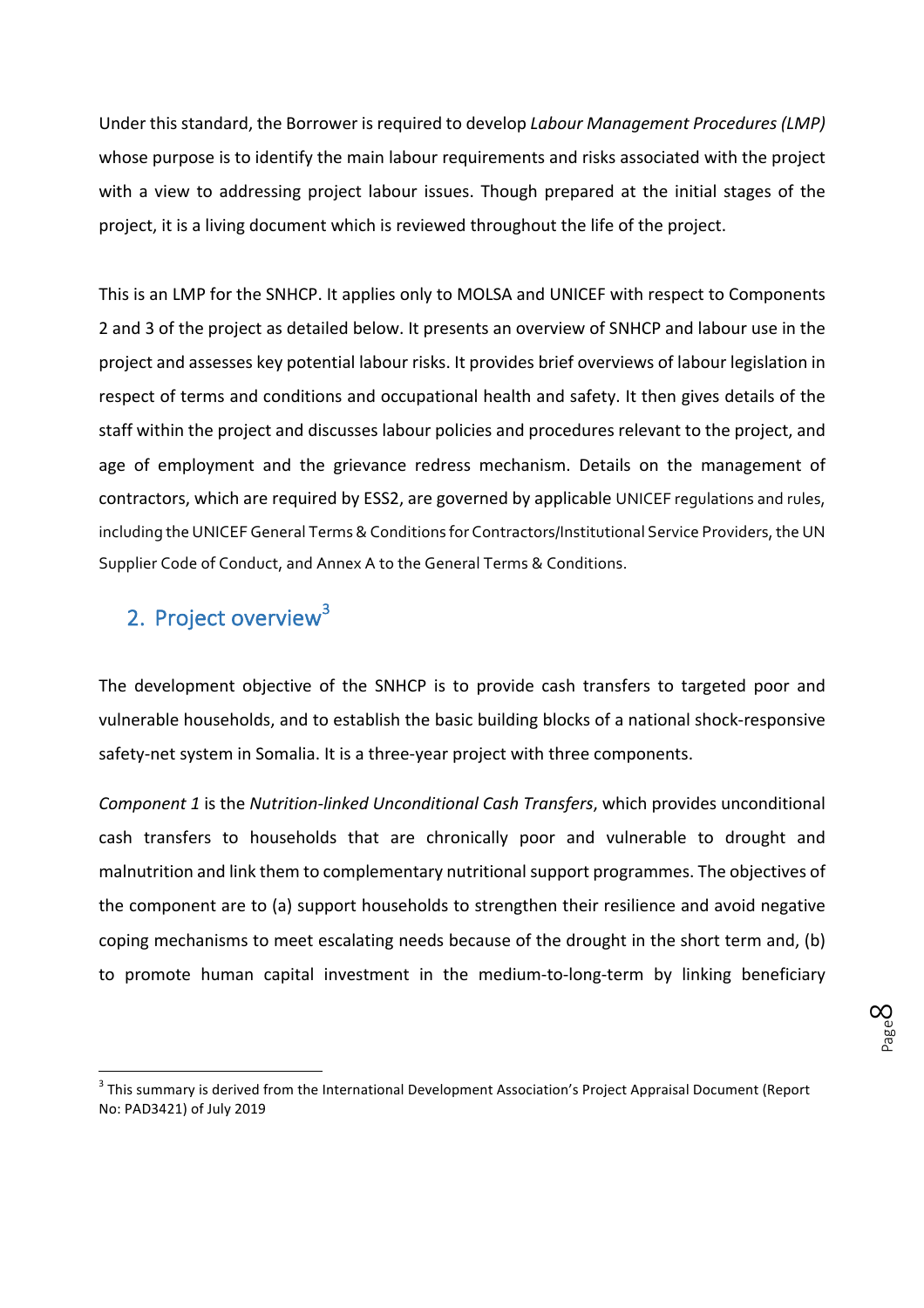Under this standard, the Borrower is required to develop *Labour Management Procedures (LMP)* whose purpose is to identify the main labour requirements and risks associated with the project with a view to addressing project labour issues. Though prepared at the initial stages of the project, it is a living document which is reviewed throughout the life of the project.

This is an LMP for the SNHCP. It applies only to MOLSA and UNICEF with respect to Components 2 and 3 of the project as detailed below. It presents an overview of SNHCP and labour use in the project and assesses key potential labour risks. It provides brief overviews of labour legislation in respect of terms and conditions and occupational health and safety. It then gives details of the staff within the project and discusses labour policies and procedures relevant to the project, and age of employment and the grievance redress mechanism. Details on the management of contractors, which are required by ESS2, are governed by applicable UNICEF regulations and rules, including the UNICEF General Terms & Conditions for Contractors/Institutional Service Providers, the UN Supplier Code of Conduct, and Annex A to the General Terms & Conditions.

## 2. Project overview[3]

The development objective of the SNHCP is to provide cash transfers to targeted poor and vulnerable households, and to establish the basic building blocks of a national shock-responsive safety-net system in Somalia. It is a three-year project with three components.

*Component 1* is the *Nutrition-linked Unconditional Cash Transfers*, which provides unconditional cash transfers to households that are chronically poor and vulnerable to drought and malnutrition and link them to complementary nutritional support programmes. The objectives of the component are to (a) support households to strengthen their resilience and avoid negative coping mechanisms to meet escalating needs because of the drought in the short term and, (b) to promote human capital investment in the medium-to-long-term by linking beneficiary

[3] This summary is derived from the International Development Association's Project Appraisal Document (Report No: PAD3421) of July 2019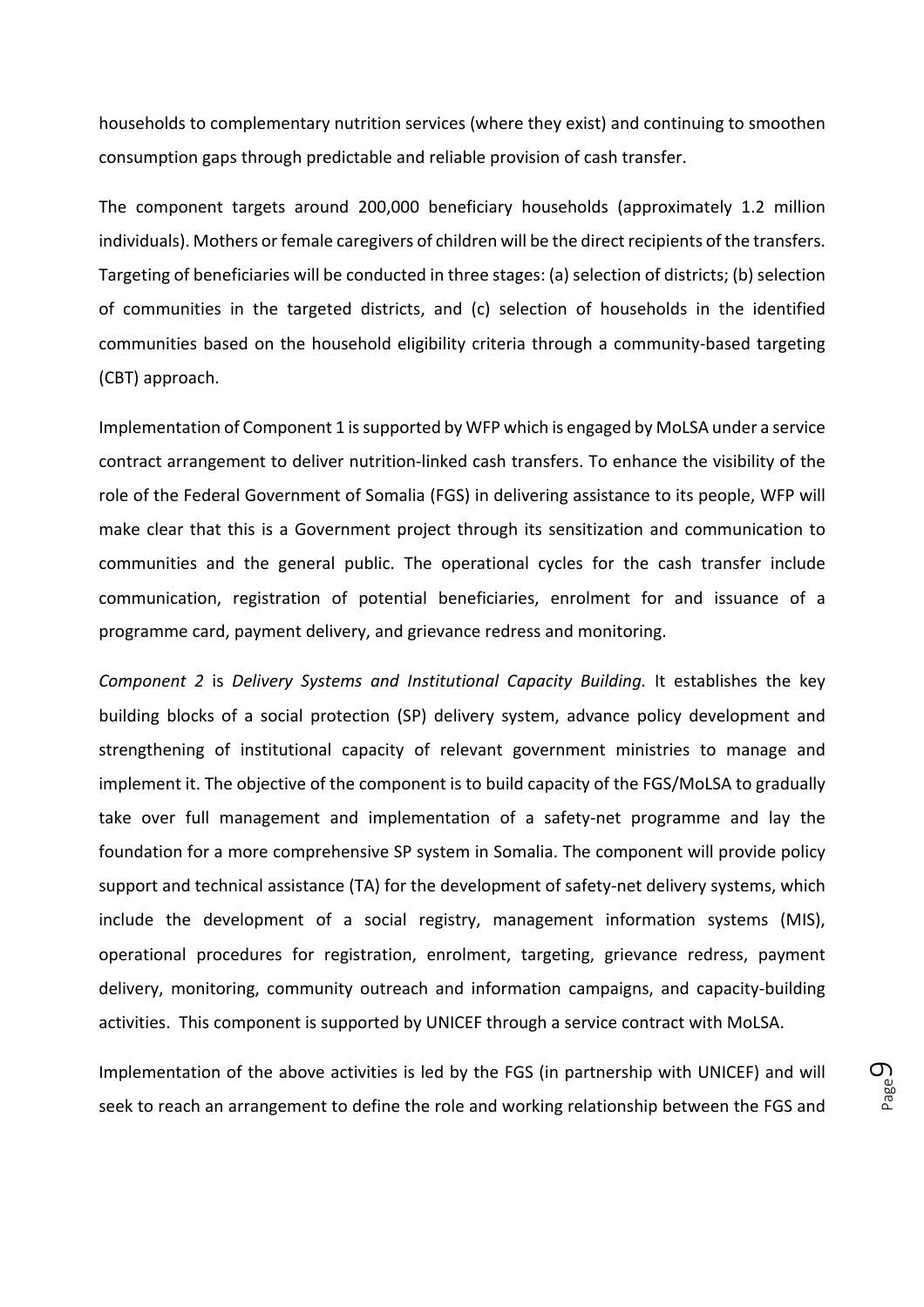households to complementary nutrition services (where they exist) and continuing to smoothen consumption gaps through predictable and reliable provision of cash transfer.

The component targets around 200,000 beneficiary households (approximately 1.2 million individuals). Mothers or female caregivers of children will be the direct recipients of the transfers. Targeting of beneficiaries will be conducted in three stages: (a) selection of districts; (b) selection of communities in the targeted districts, and (c) selection of households in the identified communities based on the household eligibility criteria through a community-based targeting (CBT) approach.

Implementation of Component 1 is supported by WFP which is engaged by MoLSA under a service contract arrangement to deliver nutrition-linked cash transfers. To enhance the visibility of the role of the Federal Government of Somalia (FGS) in delivering assistance to its people, WFP will make clear that this is a Government project through its sensitization and communication to communities and the general public. The operational cycles for the cash transfer include communication, registration of potential beneficiaries, enrolment for and issuance of a programme card, payment delivery, and grievance redress and monitoring.

*Component 2* is *Delivery Systems and Institutional Capacity Building.* It establishes the key building blocks of a social protection (SP) delivery system, advance policy development and strengthening of institutional capacity of relevant government ministries to manage and implement it. The objective of the component is to build capacity of the FGS/MoLSA to gradually take over full management and implementation of a safety-net programme and lay the foundation for a more comprehensive SP system in Somalia. The component will provide policy support and technical assistance (TA) for the development of safety-net delivery systems, which include the development of a social registry, management information systems (MIS), operational procedures for registration, enrolment, targeting, grievance redress, payment delivery, monitoring, community outreach and information campaigns, and capacity-building activities. This component is supported by UNICEF through a service contract with MoLSA.

Implementation of the above activities is led by the FGS (in partnership with UNICEF) and will seek to reach an arrangement to define the role and working relationship between the FGS and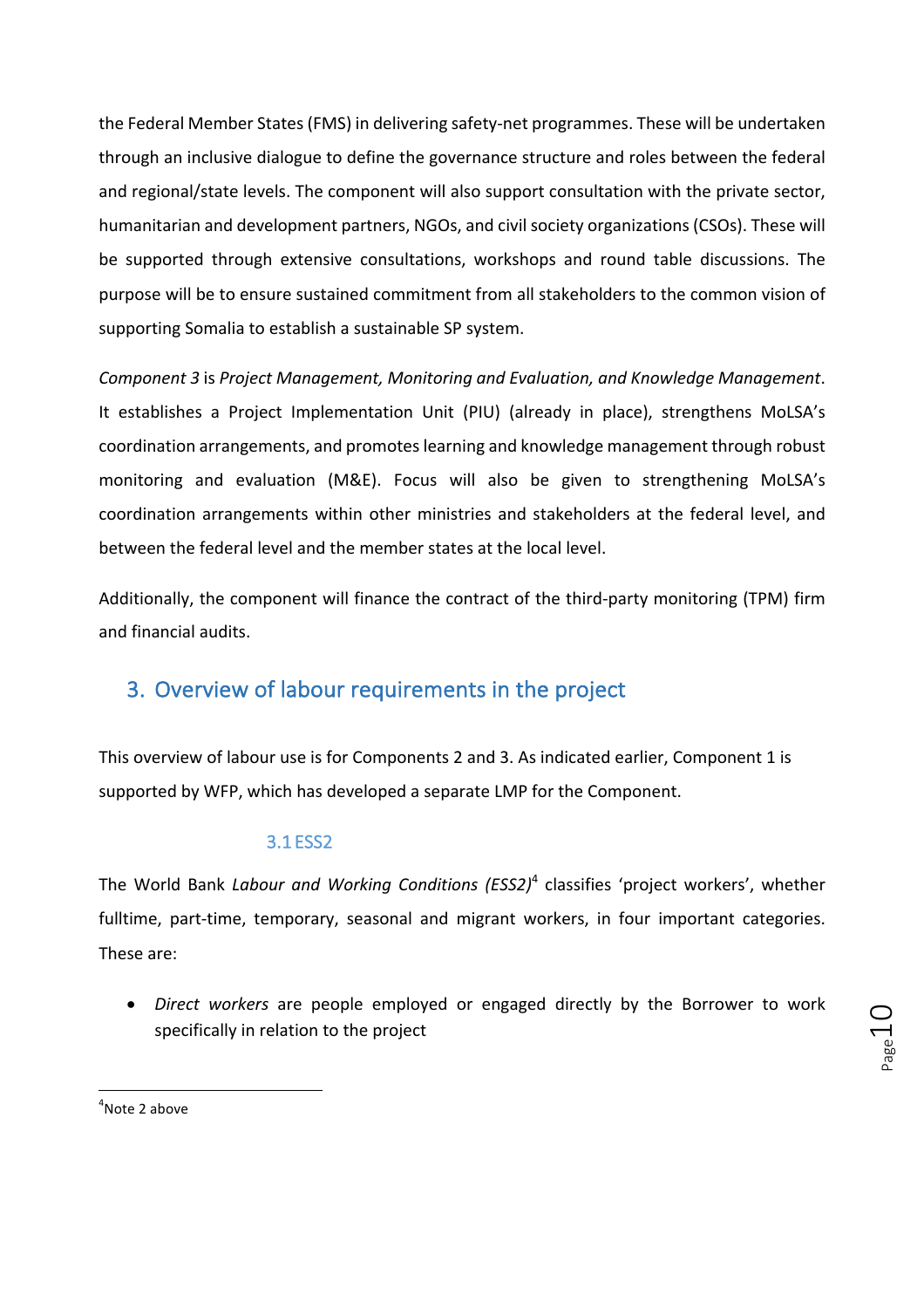the Federal Member States (FMS) in delivering safety-net programmes. These will be undertaken through an inclusive dialogue to define the governance structure and roles between the federal and regional/state levels. The component will also support consultation with the private sector, humanitarian and development partners, NGOs, and civil society organizations (CSOs). These will be supported through extensive consultations, workshops and round table discussions. The purpose will be to ensure sustained commitment from all stakeholders to the common vision of supporting Somalia to establish a sustainable SP system.

*Component 3* is *Project Management, Monitoring and Evaluation, and Knowledge Management*. It establishes a Project Implementation Unit (PIU) (already in place), strengthens MoLSA's coordination arrangements, and promotes learning and knowledge management through robust monitoring and evaluation (M&E). Focus will also be given to strengthening MoLSA's coordination arrangements within other ministries and stakeholders at the federal level, and between the federal level and the member states at the local level.

Additionally, the component will finance the contract of the third-party monitoring (TPM) firm and financial audits.

# 3. Overview of labour requirements in the project

This overview of labour use is for Components 2 and 3. As indicated earlier, Component 1 is supported by WFP, which has developed a separate LMP for the Component.

## 3.1 ESS2

The World Bank *Labour and Working Conditions (ESS2)*[4] classifies 'project workers', whether fulltime, part-time, temporary, seasonal and migrant workers, in four important categories. These are:

- *Direct workers* are people employed or engaged directly by the Borrower to work specifically in relation to the project

[4] Note 2 above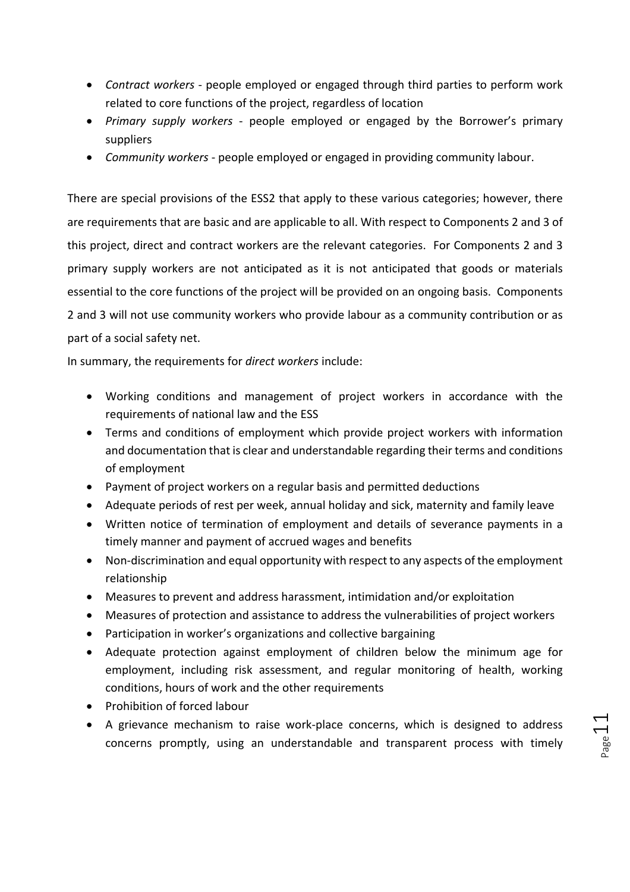- *Contract workers* - people employed or engaged through third parties to perform work related to core functions of the project, regardless of location
- *Primary supply workers* - people employed or engaged by the Borrower's primary suppliers
- *Community workers* - people employed or engaged in providing community labour.

There are special provisions of the ESS2 that apply to these various categories; however, there are requirements that are basic and are applicable to all. With respect to Components 2 and 3 of this project, direct and contract workers are the relevant categories. For Components 2 and 3 primary supply workers are not anticipated as it is not anticipated that goods or materials essential to the core functions of the project will be provided on an ongoing basis. Components 2 and 3 will not use community workers who provide labour as a community contribution or as part of a social safety net.

In summary, the requirements for *direct workers* include:

- Working conditions and management of project workers in accordance with the requirements of national law and the ESS
- Terms and conditions of employment which provide project workers with information and documentation that is clear and understandable regarding their terms and conditions of employment
- Payment of project workers on a regular basis and permitted deductions
- Adequate periods of rest per week, annual holiday and sick, maternity and family leave
- Written notice of termination of employment and details of severance payments in a timely manner and payment of accrued wages and benefits
- Non-discrimination and equal opportunity with respect to any aspects of the employment relationship
- Measures to prevent and address harassment, intimidation and/or exploitation
- Measures of protection and assistance to address the vulnerabilities of project workers
- Participation in worker's organizations and collective bargaining
- Adequate protection against employment of children below the minimum age for employment, including risk assessment, and regular monitoring of health, working conditions, hours of work and the other requirements
- Prohibition of forced labour
- A grievance mechanism to raise work-place concerns, which is designed to address concerns promptly, using an understandable and transparent process with timely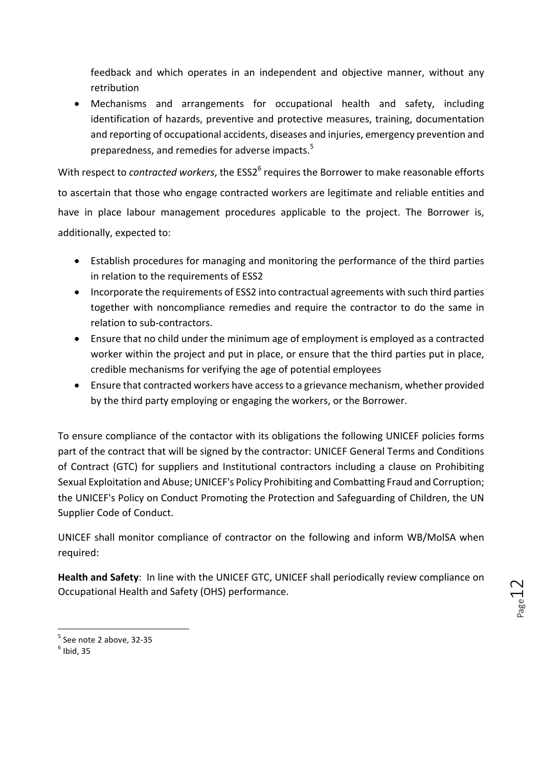feedback and which operates in an independent and objective manner, without any retribution

- Mechanisms and arrangements for occupational health and safety, including identification of hazards, preventive and protective measures, training, documentation and reporting of occupational accidents, diseases and injuries, emergency prevention and preparedness, and remedies for adverse impacts.[5]

With respect to *contracted workers*, the ESS2[6] requires the Borrower to make reasonable efforts to ascertain that those who engage contracted workers are legitimate and reliable entities and have in place labour management procedures applicable to the project. The Borrower is, additionally, expected to:

- Establish procedures for managing and monitoring the performance of the third parties in relation to the requirements of ESS2
- Incorporate the requirements of ESS2 into contractual agreements with such third parties together with noncompliance remedies and require the contractor to do the same in relation to sub-contractors.
- Ensure that no child under the minimum age of employment is employed as a contracted worker within the project and put in place, or ensure that the third parties put in place, credible mechanisms for verifying the age of potential employees
- Ensure that contracted workers have access to a grievance mechanism, whether provided by the third party employing or engaging the workers, or the Borrower.

To ensure compliance of the contactor with its obligations the following UNICEF policies forms part of the contract that will be signed by the contractor: UNICEF General Terms and Conditions of Contract (GTC) for suppliers and Institutional contractors including a clause on Prohibiting Sexual Exploitation and Abuse; UNICEF's Policy Prohibiting and Combatting Fraud and Corruption; the UNICEF's Policy on Conduct Promoting the Protection and Safeguarding of Children, the UN Supplier Code of Conduct.

UNICEF shall monitor compliance of contractor on the following and inform WB/MolSA when required:

**Health and Safety**: In line with the UNICEF GTC, UNICEF shall periodically review compliance on Occupational Health and Safety (OHS) performance.

[5] See note 2 above, 32-35

[6] Ibid, 35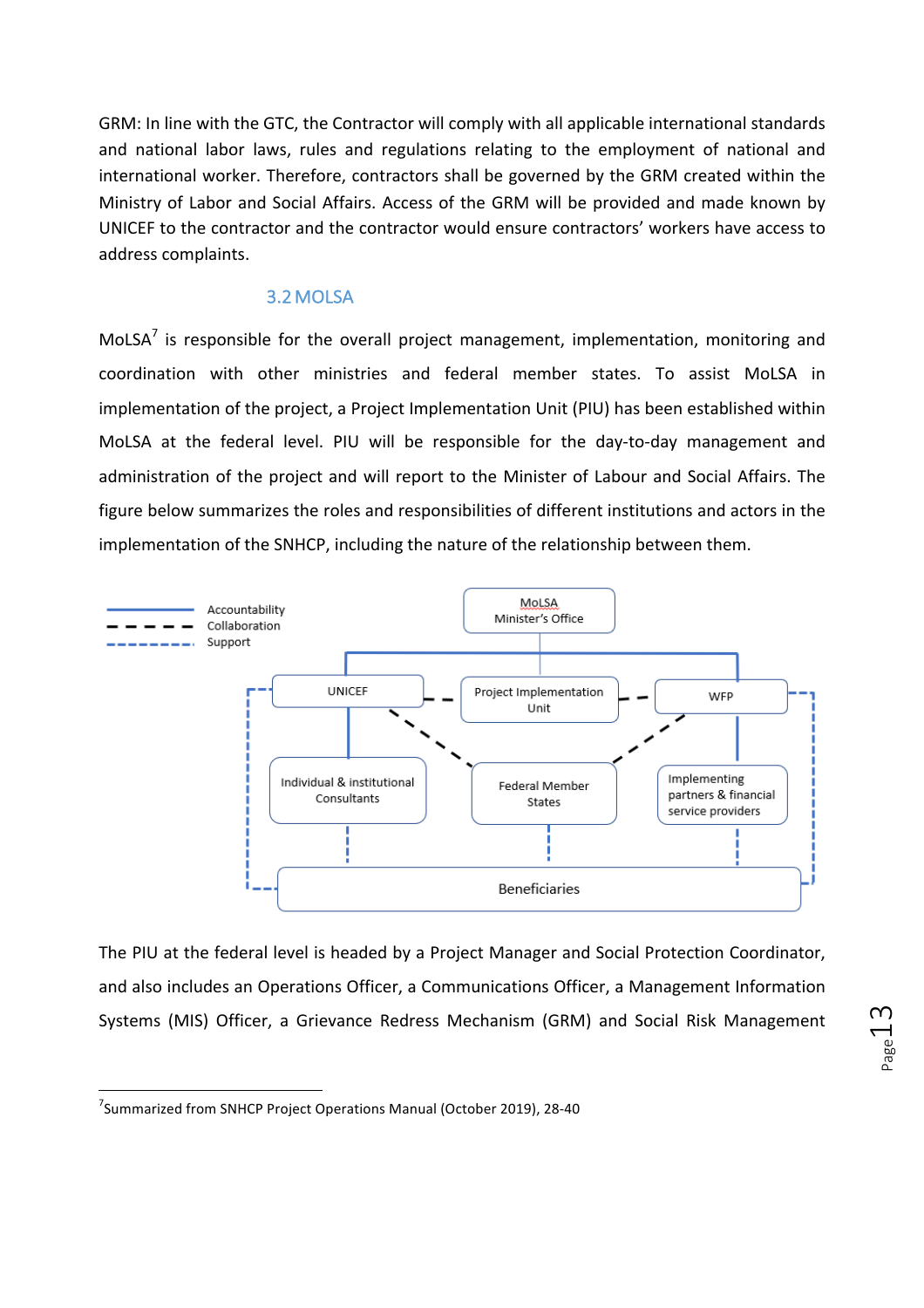GRM: In line with the GTC, the Contractor will comply with all applicable international standards and national labor laws, rules and regulations relating to the employment of national and international worker. Therefore, contractors shall be governed by the GRM created within the Ministry of Labor and Social Affairs. Access of the GRM will be provided and made known by UNICEF to the contractor and the contractor would ensure contractors' workers have access to address complaints.

## 3.2 MOLSA

MoLSA[7] is responsible for the overall project management, implementation, monitoring and coordination with other ministries and federal member states. To assist MoLSA in implementation of the project, a Project Implementation Unit (PIU) has been established within MoLSA at the federal level. PIU will be responsible for the day-to-day management and administration of the project and will report to the Minister of Labour and Social Affairs. The figure below summarizes the roles and responsibilities of different institutions and actors in the implementation of the SNHCP, including the nature of the relationship between them.

Accountability
Collaboration
Support

MoLSA Minister's Office

UNICEF | Project Implementation Unit | WFP

Individual & institutional Consultants | Federal Member States | Implementing partners & financial service providers

Beneficiaries

The PIU at the federal level is headed by a Project Manager and Social Protection Coordinator, and also includes an Operations Officer, a Communications Officer, a Management Information Systems (MIS) Officer, a Grievance Redress Mechanism (GRM) and Social Risk Management

---

[7] Summarized from SNHCP Project Operations Manual (October 2019), 28-40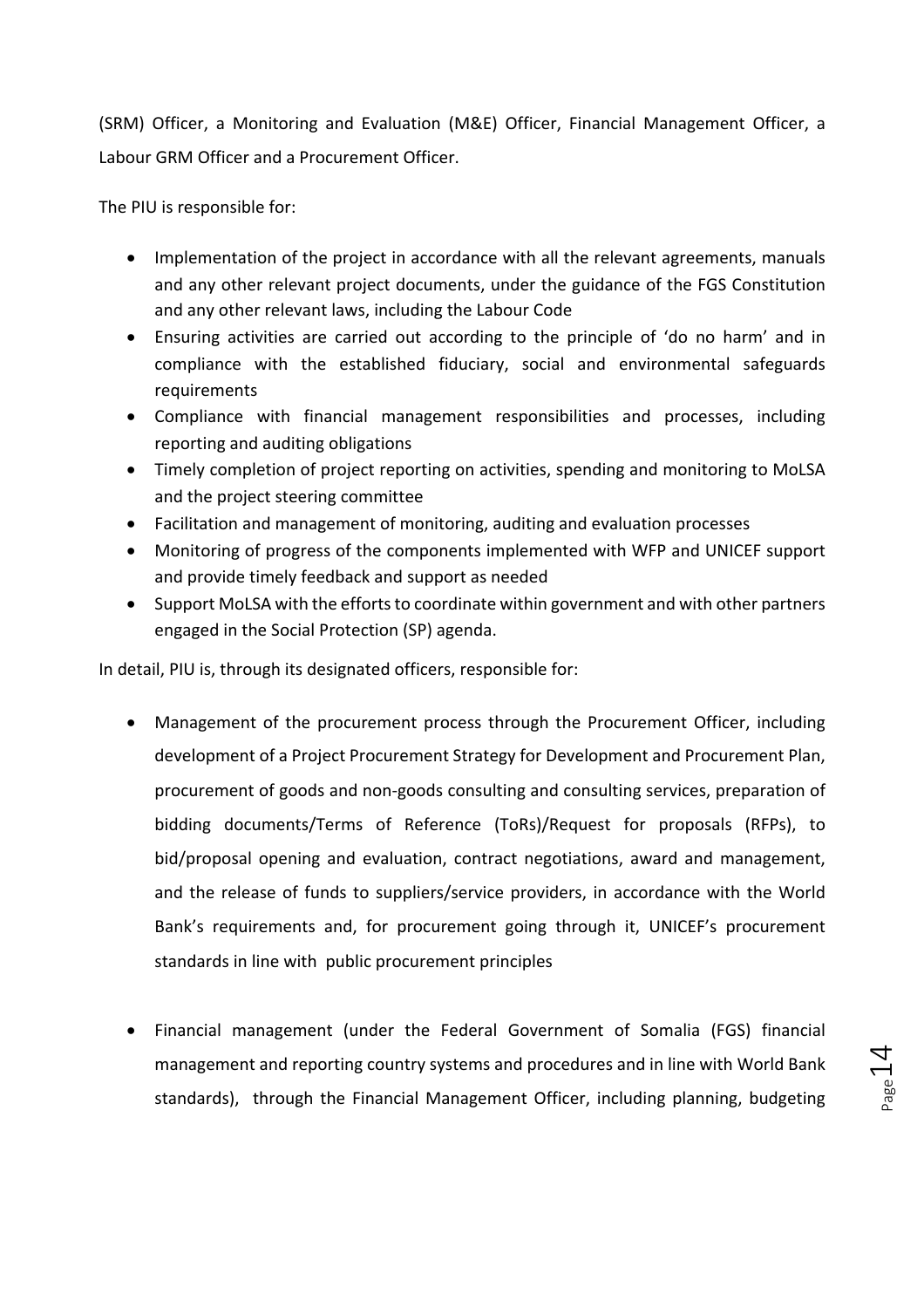(SRM) Officer, a Monitoring and Evaluation (M&E) Officer, Financial Management Officer, a Labour GRM Officer and a Procurement Officer.

The PIU is responsible for:

- Implementation of the project in accordance with all the relevant agreements, manuals and any other relevant project documents, under the guidance of the FGS Constitution and any other relevant laws, including the Labour Code
- Ensuring activities are carried out according to the principle of 'do no harm' and in compliance with the established fiduciary, social and environmental safeguards requirements
- Compliance with financial management responsibilities and processes, including reporting and auditing obligations
- Timely completion of project reporting on activities, spending and monitoring to MoLSA and the project steering committee
- Facilitation and management of monitoring, auditing and evaluation processes
- Monitoring of progress of the components implemented with WFP and UNICEF support and provide timely feedback and support as needed
- Support MoLSA with the efforts to coordinate within government and with other partners engaged in the Social Protection (SP) agenda.

In detail, PIU is, through its designated officers, responsible for:

- Management of the procurement process through the Procurement Officer, including development of a Project Procurement Strategy for Development and Procurement Plan, procurement of goods and non-goods consulting and consulting services, preparation of bidding documents/Terms of Reference (ToRs)/Request for proposals (RFPs), to bid/proposal opening and evaluation, contract negotiations, award and management, and the release of funds to suppliers/service providers, in accordance with the World Bank's requirements and, for procurement going through it, UNICEF's procurement standards in line with public procurement principles

- Financial management (under the Federal Government of Somalia (FGS) financial management and reporting country systems and procedures and in line with World Bank standards), through the Financial Management Officer, including planning, budgeting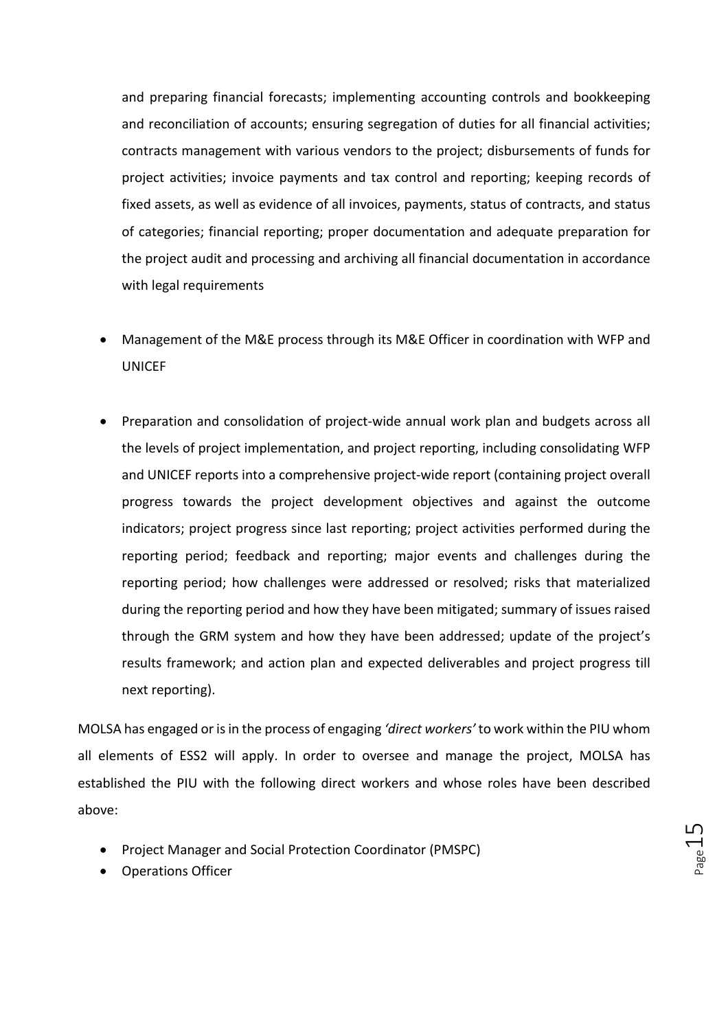and preparing financial forecasts; implementing accounting controls and bookkeeping and reconciliation of accounts; ensuring segregation of duties for all financial activities; contracts management with various vendors to the project; disbursements of funds for project activities; invoice payments and tax control and reporting; keeping records of fixed assets, as well as evidence of all invoices, payments, status of contracts, and status of categories; financial reporting; proper documentation and adequate preparation for the project audit and processing and archiving all financial documentation in accordance with legal requirements

- Management of the M&E process through its M&E Officer in coordination with WFP and UNICEF

- Preparation and consolidation of project-wide annual work plan and budgets across all the levels of project implementation, and project reporting, including consolidating WFP and UNICEF reports into a comprehensive project-wide report (containing project overall progress towards the project development objectives and against the outcome indicators; project progress since last reporting; project activities performed during the reporting period; feedback and reporting; major events and challenges during the reporting period; how challenges were addressed or resolved; risks that materialized during the reporting period and how they have been mitigated; summary of issues raised through the GRM system and how they have been addressed; update of the project's results framework; and action plan and expected deliverables and project progress till next reporting).

MOLSA has engaged or is in the process of engaging *'direct workers'* to work within the PIU whom all elements of ESS2 will apply. In order to oversee and manage the project, MOLSA has established the PIU with the following direct workers and whose roles have been described above:

- Project Manager and Social Protection Coordinator (PMSPC)
- Operations Officer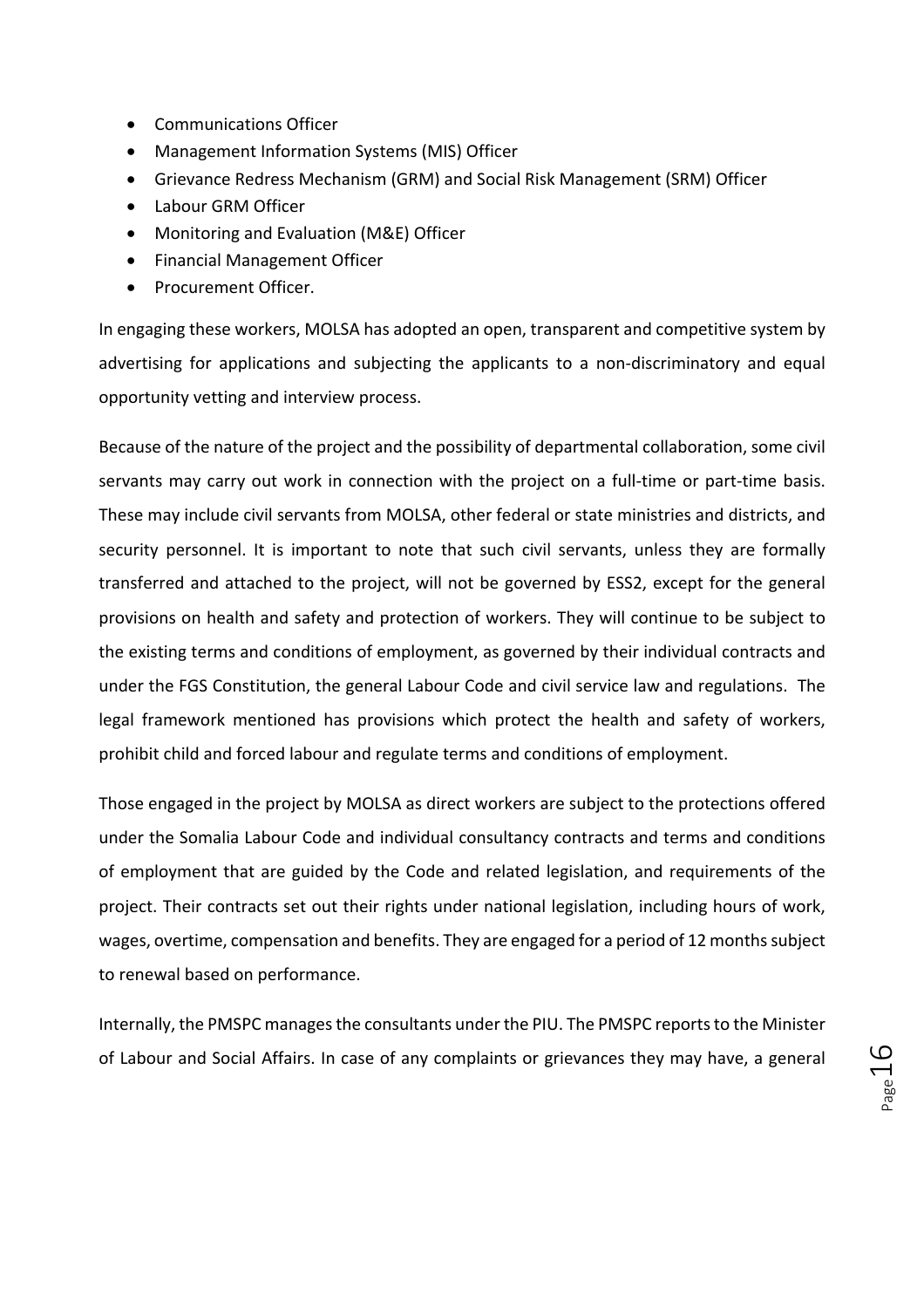- Communications Officer
- Management Information Systems (MIS) Officer
- Grievance Redress Mechanism (GRM) and Social Risk Management (SRM) Officer
- Labour GRM Officer
- Monitoring and Evaluation (M&E) Officer
- Financial Management Officer
- Procurement Officer.

In engaging these workers, MOLSA has adopted an open, transparent and competitive system by advertising for applications and subjecting the applicants to a non-discriminatory and equal opportunity vetting and interview process.

Because of the nature of the project and the possibility of departmental collaboration, some civil servants may carry out work in connection with the project on a full-time or part-time basis. These may include civil servants from MOLSA, other federal or state ministries and districts, and security personnel. It is important to note that such civil servants, unless they are formally transferred and attached to the project, will not be governed by ESS2, except for the general provisions on health and safety and protection of workers. They will continue to be subject to the existing terms and conditions of employment, as governed by their individual contracts and under the FGS Constitution, the general Labour Code and civil service law and regulations. The legal framework mentioned has provisions which protect the health and safety of workers, prohibit child and forced labour and regulate terms and conditions of employment.

Those engaged in the project by MOLSA as direct workers are subject to the protections offered under the Somalia Labour Code and individual consultancy contracts and terms and conditions of employment that are guided by the Code and related legislation, and requirements of the project. Their contracts set out their rights under national legislation, including hours of work, wages, overtime, compensation and benefits. They are engaged for a period of 12 months subject to renewal based on performance.

Internally, the PMSPC manages the consultants under the PIU. The PMSPC reports to the Minister of Labour and Social Affairs. In case of any complaints or grievances they may have, a general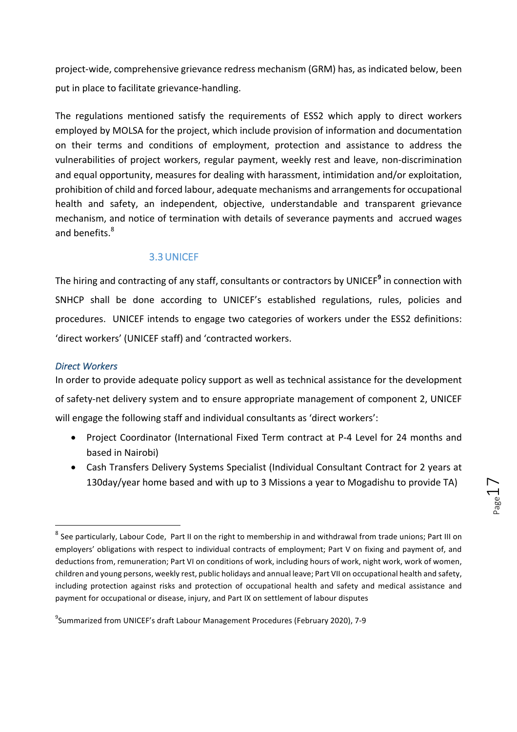project-wide, comprehensive grievance redress mechanism (GRM) has, as indicated below, been put in place to facilitate grievance-handling.

The regulations mentioned satisfy the requirements of ESS2 which apply to direct workers employed by MOLSA for the project, which include provision of information and documentation on their terms and conditions of employment, protection and assistance to address the vulnerabilities of project workers, regular payment, weekly rest and leave, non-discrimination and equal opportunity, measures for dealing with harassment, intimidation and/or exploitation, prohibition of child and forced labour, adequate mechanisms and arrangements for occupational health and safety, an independent, objective, understandable and transparent grievance mechanism, and notice of termination with details of severance payments and accrued wages and benefits.[8]

### 3.3 UNICEF

The hiring and contracting of any staff, consultants or contractors by UNICEF[9] in connection with SNHCP shall be done according to UNICEF's established regulations, rules, policies and procedures. UNICEF intends to engage two categories of workers under the ESS2 definitions: 'direct workers' (UNICEF staff) and 'contracted workers.

*Direct Workers*

In order to provide adequate policy support as well as technical assistance for the development of safety-net delivery system and to ensure appropriate management of component 2, UNICEF will engage the following staff and individual consultants as 'direct workers':

- Project Coordinator (International Fixed Term contract at P-4 Level for 24 months and based in Nairobi)
- Cash Transfers Delivery Systems Specialist (Individual Consultant Contract for 2 years at 130day/year home based and with up to 3 Missions a year to Mogadishu to provide TA)

---

[8] See particularly, Labour Code, Part II on the right to membership in and withdrawal from trade unions; Part III on employers' obligations with respect to individual contracts of employment; Part V on fixing and payment of, and deductions from, remuneration; Part VI on conditions of work, including hours of work, night work, work of women, children and young persons, weekly rest, public holidays and annual leave; Part VII on occupational health and safety, including protection against risks and protection of occupational health and safety and medical assistance and payment for occupational or disease, injury, and Part IX on settlement of labour disputes

[9] Summarized from UNICEF's draft Labour Management Procedures (February 2020), 7-9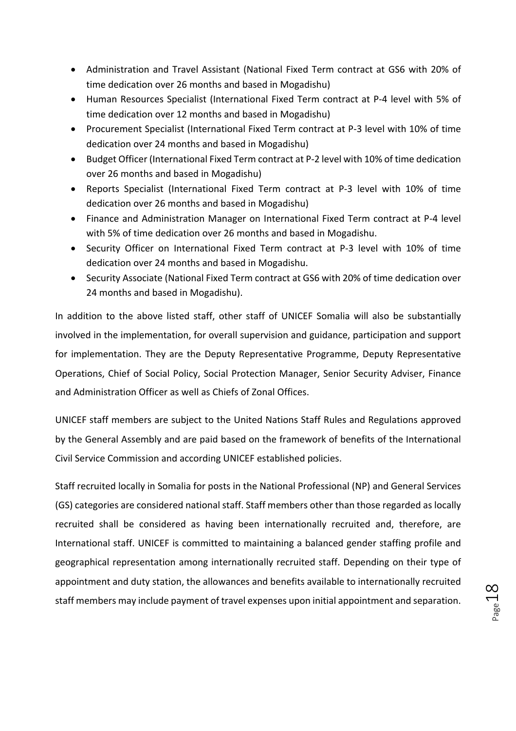- Administration and Travel Assistant (National Fixed Term contract at GS6 with 20% of time dedication over 26 months and based in Mogadishu)
- Human Resources Specialist (International Fixed Term contract at P-4 level with 5% of time dedication over 12 months and based in Mogadishu)
- Procurement Specialist (International Fixed Term contract at P-3 level with 10% of time dedication over 24 months and based in Mogadishu)
- Budget Officer (International Fixed Term contract at P-2 level with 10% of time dedication over 26 months and based in Mogadishu)
- Reports Specialist (International Fixed Term contract at P-3 level with 10% of time dedication over 26 months and based in Mogadishu)
- Finance and Administration Manager on International Fixed Term contract at P-4 level with 5% of time dedication over 26 months and based in Mogadishu.
- Security Officer on International Fixed Term contract at P-3 level with 10% of time dedication over 24 months and based in Mogadishu.
- Security Associate (National Fixed Term contract at GS6 with 20% of time dedication over 24 months and based in Mogadishu).

In addition to the above listed staff, other staff of UNICEF Somalia will also be substantially involved in the implementation, for overall supervision and guidance, participation and support for implementation. They are the Deputy Representative Programme, Deputy Representative Operations, Chief of Social Policy, Social Protection Manager, Senior Security Adviser, Finance and Administration Officer as well as Chiefs of Zonal Offices.

UNICEF staff members are subject to the United Nations Staff Rules and Regulations approved by the General Assembly and are paid based on the framework of benefits of the International Civil Service Commission and according UNICEF established policies.

Staff recruited locally in Somalia for posts in the National Professional (NP) and General Services (GS) categories are considered national staff. Staff members other than those regarded as locally recruited shall be considered as having been internationally recruited and, therefore, are International staff. UNICEF is committed to maintaining a balanced gender staffing profile and geographical representation among internationally recruited staff. Depending on their type of appointment and duty station, the allowances and benefits available to internationally recruited staff members may include payment of travel expenses upon initial appointment and separation.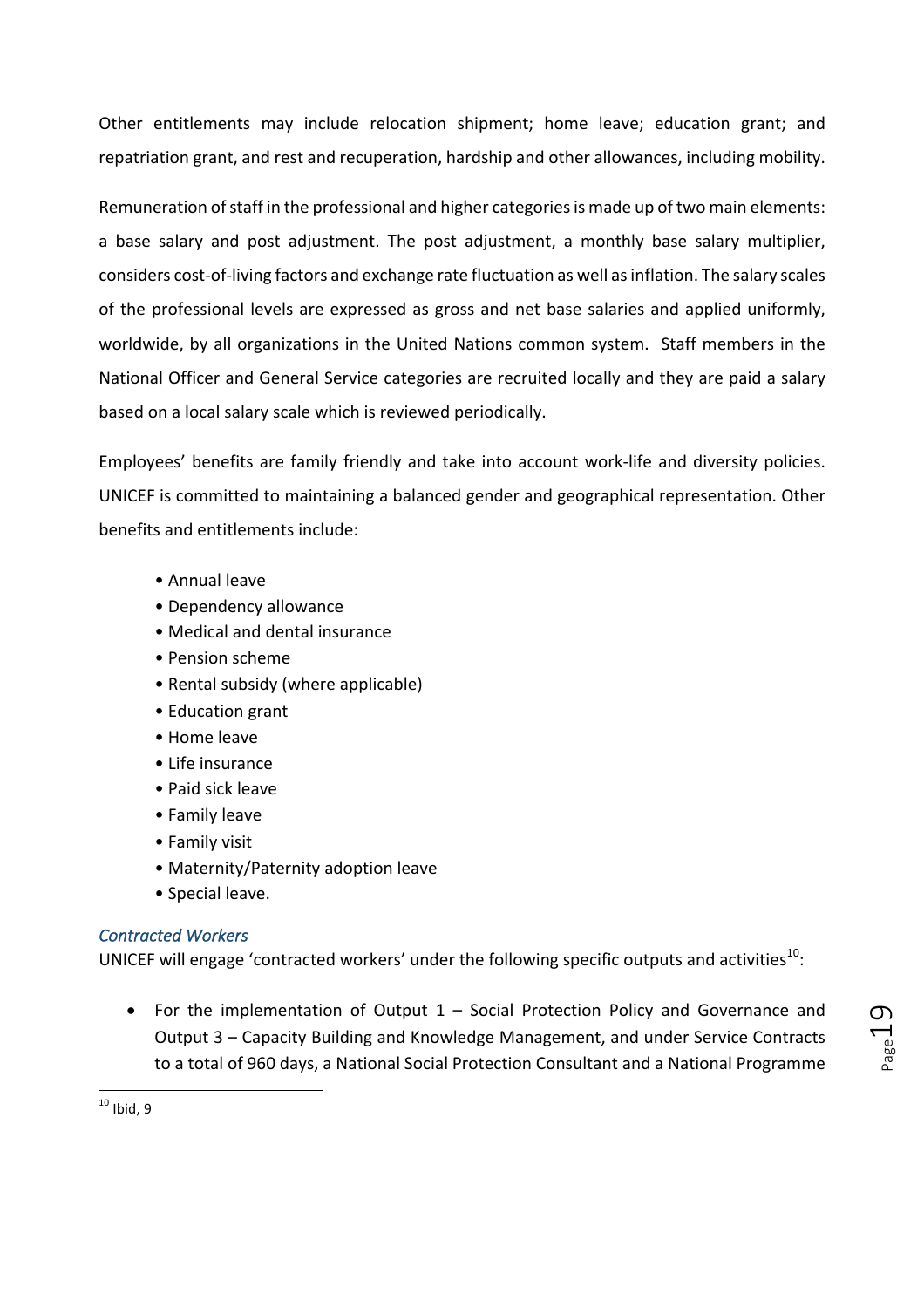Other entitlements may include relocation shipment; home leave; education grant; and repatriation grant, and rest and recuperation, hardship and other allowances, including mobility.

Remuneration of staff in the professional and higher categories is made up of two main elements: a base salary and post adjustment. The post adjustment, a monthly base salary multiplier, considers cost-of-living factors and exchange rate fluctuation as well as inflation. The salary scales of the professional levels are expressed as gross and net base salaries and applied uniformly, worldwide, by all organizations in the United Nations common system. Staff members in the National Officer and General Service categories are recruited locally and they are paid a salary based on a local salary scale which is reviewed periodically.

Employees' benefits are family friendly and take into account work-life and diversity policies. UNICEF is committed to maintaining a balanced gender and geographical representation. Other benefits and entitlements include:

- Annual leave
- Dependency allowance
- Medical and dental insurance
- Pension scheme
- Rental subsidy (where applicable)
- Education grant
- Home leave
- Life insurance
- Paid sick leave
- Family leave
- Family visit
- Maternity/Paternity adoption leave
- Special leave.

### *Contracted Workers*

UNICEF will engage 'contracted workers' under the following specific outputs and activities[10]:

- For the implementation of Output 1 – Social Protection Policy and Governance and Output 3 – Capacity Building and Knowledge Management, and under Service Contracts to a total of 960 days, a National Social Protection Consultant and a National Programme

---

[10] Ibid, 9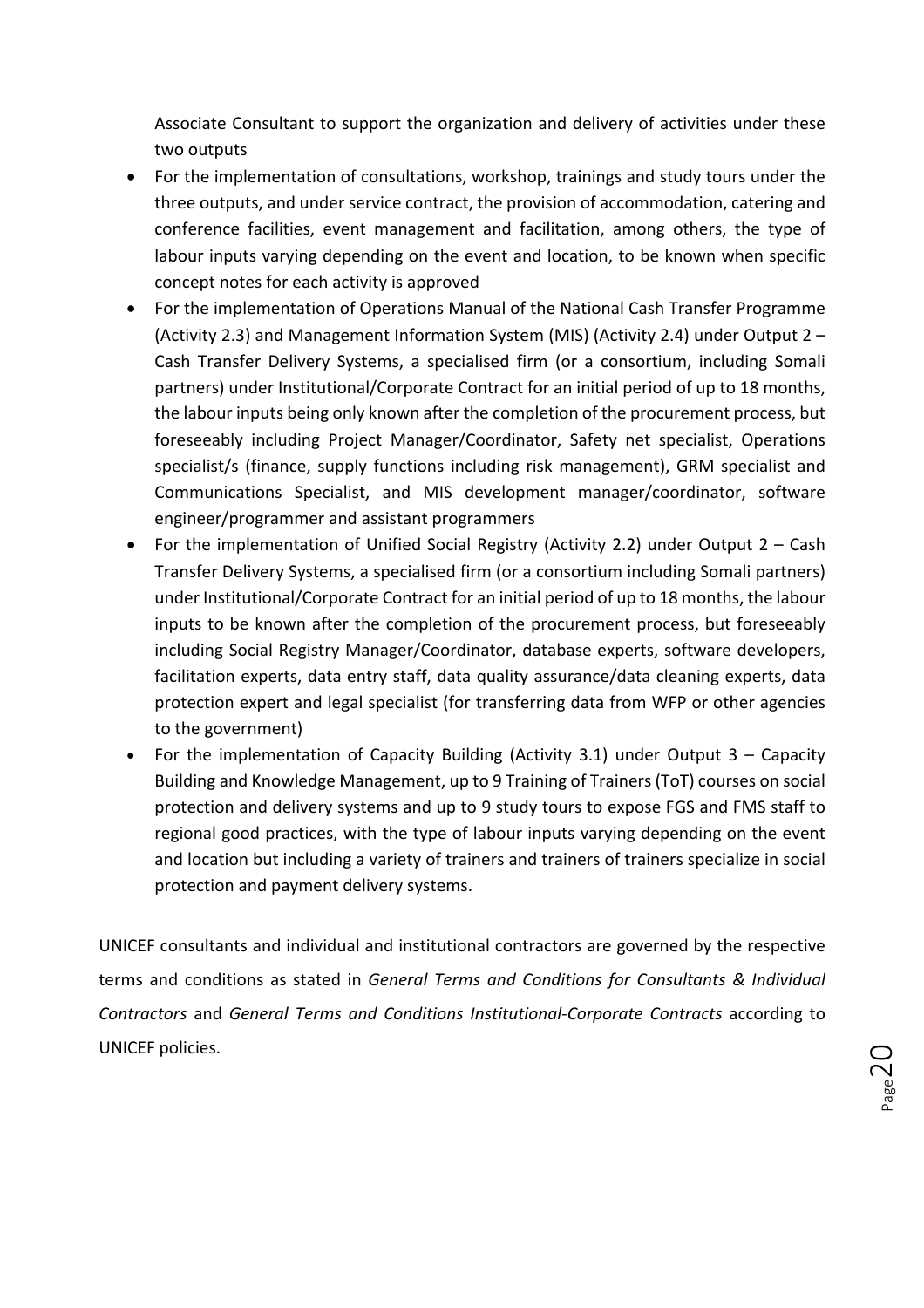Associate Consultant to support the organization and delivery of activities under these two outputs

- For the implementation of consultations, workshop, trainings and study tours under the three outputs, and under service contract, the provision of accommodation, catering and conference facilities, event management and facilitation, among others, the type of labour inputs varying depending on the event and location, to be known when specific concept notes for each activity is approved
- For the implementation of Operations Manual of the National Cash Transfer Programme (Activity 2.3) and Management Information System (MIS) (Activity 2.4) under Output 2 – Cash Transfer Delivery Systems, a specialised firm (or a consortium, including Somali partners) under Institutional/Corporate Contract for an initial period of up to 18 months, the labour inputs being only known after the completion of the procurement process, but foreseeably including Project Manager/Coordinator, Safety net specialist, Operations specialist/s (finance, supply functions including risk management), GRM specialist and Communications Specialist, and MIS development manager/coordinator, software engineer/programmer and assistant programmers
- For the implementation of Unified Social Registry (Activity 2.2) under Output 2 – Cash Transfer Delivery Systems, a specialised firm (or a consortium including Somali partners) under Institutional/Corporate Contract for an initial period of up to 18 months, the labour inputs to be known after the completion of the procurement process, but foreseeably including Social Registry Manager/Coordinator, database experts, software developers, facilitation experts, data entry staff, data quality assurance/data cleaning experts, data protection expert and legal specialist (for transferring data from WFP or other agencies to the government)
- For the implementation of Capacity Building (Activity 3.1) under Output 3 – Capacity Building and Knowledge Management, up to 9 Training of Trainers (ToT) courses on social protection and delivery systems and up to 9 study tours to expose FGS and FMS staff to regional good practices, with the type of labour inputs varying depending on the event and location but including a variety of trainers and trainers of trainers specialize in social protection and payment delivery systems.

UNICEF consultants and individual and institutional contractors are governed by the respective terms and conditions as stated in *General Terms and Conditions for Consultants & Individual Contractors* and *General Terms and Conditions Institutional-Corporate Contracts* according to UNICEF policies.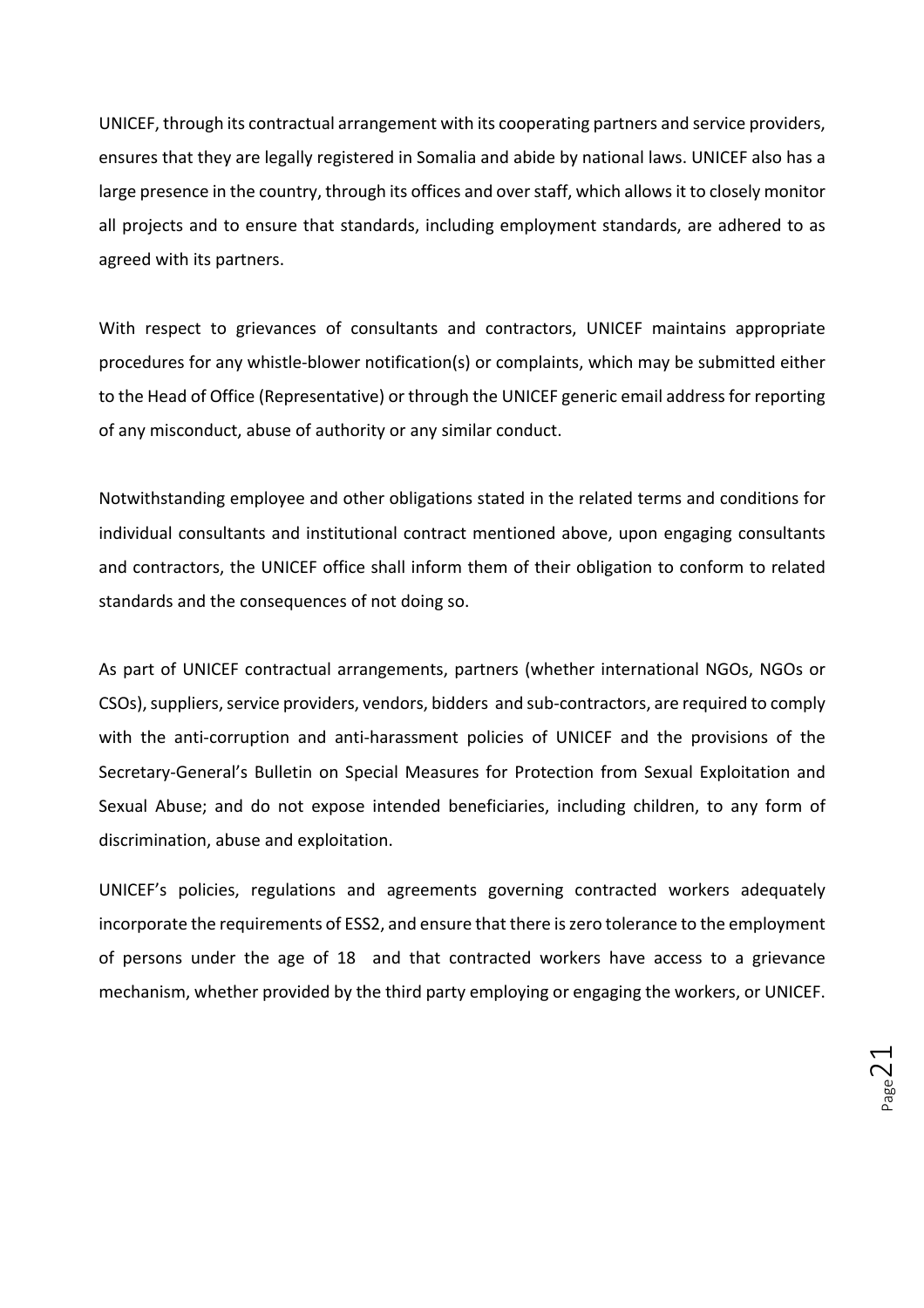UNICEF, through its contractual arrangement with its cooperating partners and service providers, ensures that they are legally registered in Somalia and abide by national laws. UNICEF also has a large presence in the country, through its offices and over staff, which allows it to closely monitor all projects and to ensure that standards, including employment standards, are adhered to as agreed with its partners.

With respect to grievances of consultants and contractors, UNICEF maintains appropriate procedures for any whistle-blower notification(s) or complaints, which may be submitted either to the Head of Office (Representative) or through the UNICEF generic email address for reporting of any misconduct, abuse of authority or any similar conduct.

Notwithstanding employee and other obligations stated in the related terms and conditions for individual consultants and institutional contract mentioned above, upon engaging consultants and contractors, the UNICEF office shall inform them of their obligation to conform to related standards and the consequences of not doing so.

As part of UNICEF contractual arrangements, partners (whether international NGOs, NGOs or CSOs), suppliers, service providers, vendors, bidders and sub-contractors, are required to comply with the anti-corruption and anti-harassment policies of UNICEF and the provisions of the Secretary-General's Bulletin on Special Measures for Protection from Sexual Exploitation and Sexual Abuse; and do not expose intended beneficiaries, including children, to any form of discrimination, abuse and exploitation.

UNICEF's policies, regulations and agreements governing contracted workers adequately incorporate the requirements of ESS2, and ensure that there is zero tolerance to the employment of persons under the age of 18 and that contracted workers have access to a grievance mechanism, whether provided by the third party employing or engaging the workers, or UNICEF.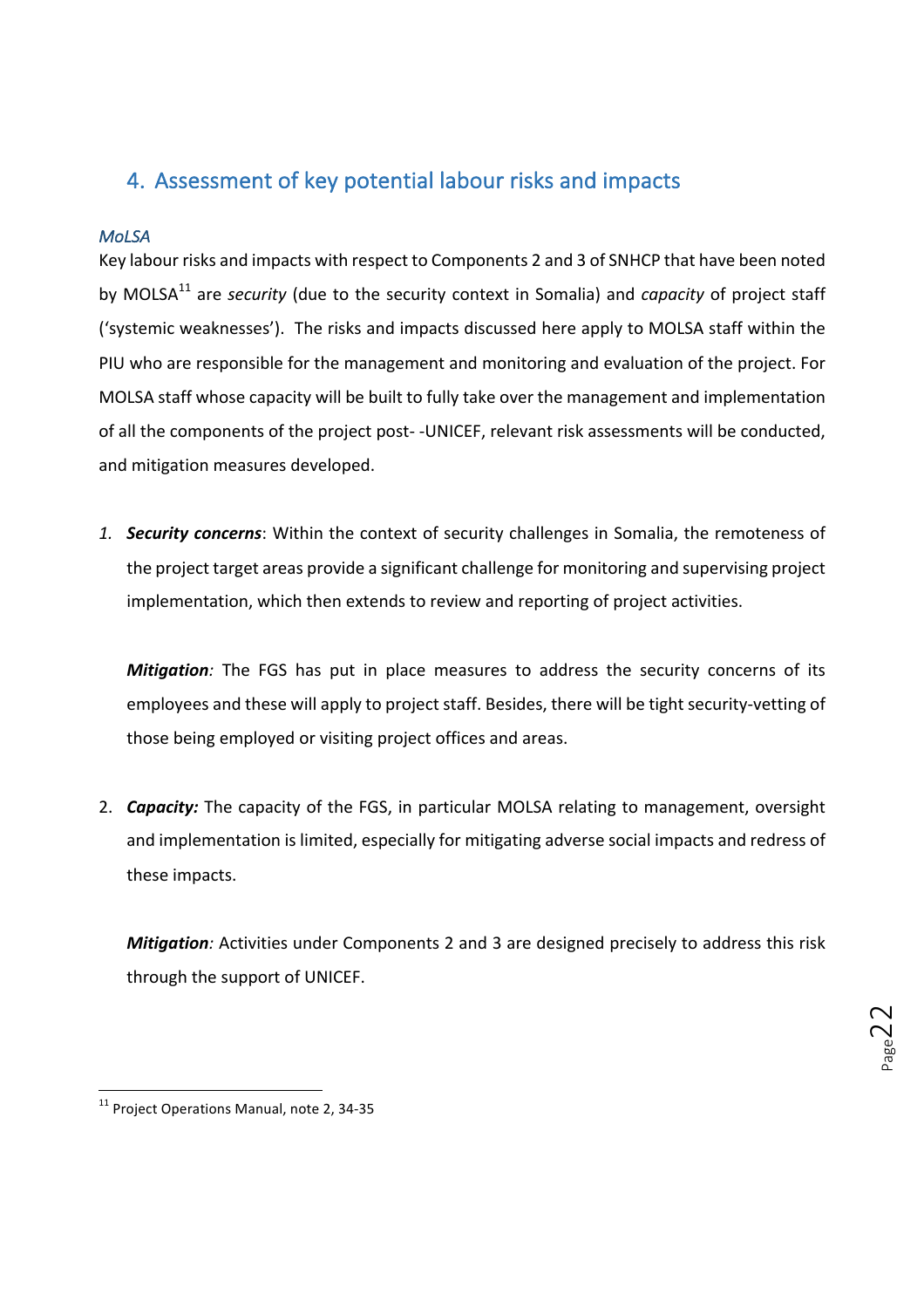## 4. Assessment of key potential labour risks and impacts

### *MoLSA*

Key labour risks and impacts with respect to Components 2 and 3 of SNHCP that have been noted by MOLSA[11] are *security* (due to the security context in Somalia) and *capacity* of project staff ('systemic weaknesses'). The risks and impacts discussed here apply to MOLSA staff within the PIU who are responsible for the management and monitoring and evaluation of the project. For MOLSA staff whose capacity will be built to fully take over the management and implementation of all the components of the project post- -UNICEF, relevant risk assessments will be conducted, and mitigation measures developed.

1. ***Security concerns***: Within the context of security challenges in Somalia, the remoteness of the project target areas provide a significant challenge for monitoring and supervising project implementation, which then extends to review and reporting of project activities.

   ***Mitigation****:* The FGS has put in place measures to address the security concerns of its employees and these will apply to project staff. Besides, there will be tight security-vetting of those being employed or visiting project offices and areas.

2. ***Capacity:*** The capacity of the FGS, in particular MOLSA relating to management, oversight and implementation is limited, especially for mitigating adverse social impacts and redress of these impacts.

   ***Mitigation****:* Activities under Components 2 and 3 are designed precisely to address this risk through the support of UNICEF.

---

[11] Project Operations Manual, note 2, 34-35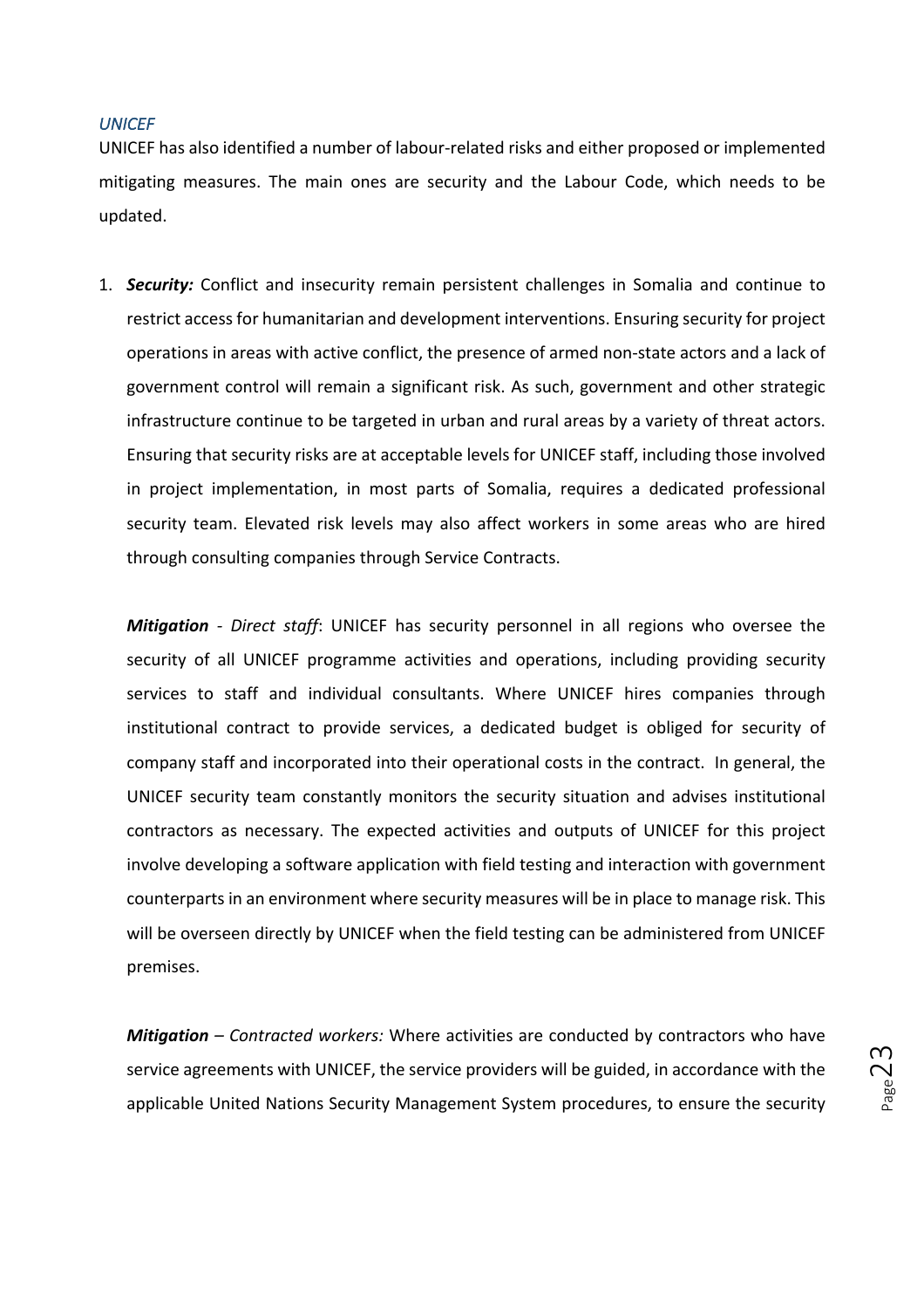### *UNICEF*

UNICEF has also identified a number of labour-related risks and either proposed or implemented mitigating measures. The main ones are security and the Labour Code, which needs to be updated.

1. ***Security:*** Conflict and insecurity remain persistent challenges in Somalia and continue to restrict access for humanitarian and development interventions. Ensuring security for project operations in areas with active conflict, the presence of armed non-state actors and a lack of government control will remain a significant risk. As such, government and other strategic infrastructure continue to be targeted in urban and rural areas by a variety of threat actors. Ensuring that security risks are at acceptable levels for UNICEF staff, including those involved in project implementation, in most parts of Somalia, requires a dedicated professional security team. Elevated risk levels may also affect workers in some areas who are hired through consulting companies through Service Contracts.

   ***Mitigation*** - *Direct staff*: UNICEF has security personnel in all regions who oversee the security of all UNICEF programme activities and operations, including providing security services to staff and individual consultants. Where UNICEF hires companies through institutional contract to provide services, a dedicated budget is obliged for security of company staff and incorporated into their operational costs in the contract. In general, the UNICEF security team constantly monitors the security situation and advises institutional contractors as necessary. The expected activities and outputs of UNICEF for this project involve developing a software application with field testing and interaction with government counterparts in an environment where security measures will be in place to manage risk. This will be overseen directly by UNICEF when the field testing can be administered from UNICEF premises.

   ***Mitigation*** – *Contracted workers:* Where activities are conducted by contractors who have service agreements with UNICEF, the service providers will be guided, in accordance with the applicable United Nations Security Management System procedures, to ensure the security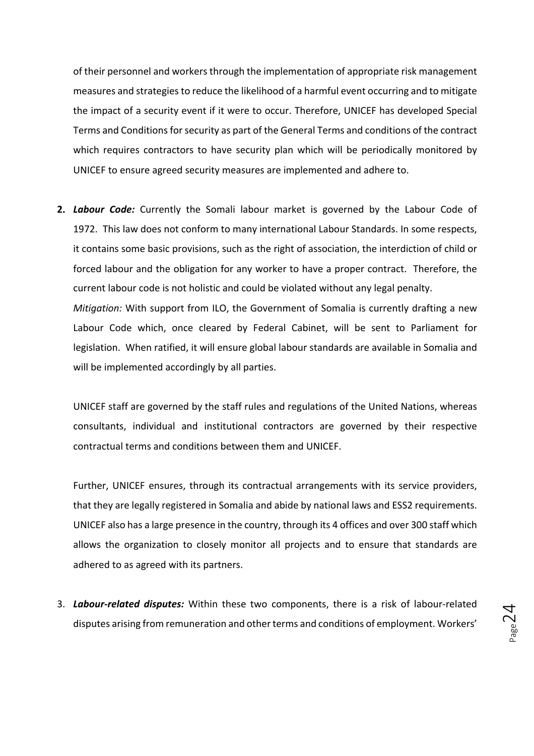of their personnel and workers through the implementation of appropriate risk management measures and strategies to reduce the likelihood of a harmful event occurring and to mitigate the impact of a security event if it were to occur. Therefore, UNICEF has developed Special Terms and Conditions for security as part of the General Terms and conditions of the contract which requires contractors to have security plan which will be periodically monitored by UNICEF to ensure agreed security measures are implemented and adhere to.

2. ***Labour Code:*** Currently the Somali labour market is governed by the Labour Code of 1972. This law does not conform to many international Labour Standards. In some respects, it contains some basic provisions, such as the right of association, the interdiction of child or forced labour and the obligation for any worker to have a proper contract. Therefore, the current labour code is not holistic and could be violated without any legal penalty.

   *Mitigation:* With support from ILO, the Government of Somalia is currently drafting a new Labour Code which, once cleared by Federal Cabinet, will be sent to Parliament for legislation. When ratified, it will ensure global labour standards are available in Somalia and will be implemented accordingly by all parties.

   UNICEF staff are governed by the staff rules and regulations of the United Nations, whereas consultants, individual and institutional contractors are governed by their respective contractual terms and conditions between them and UNICEF.

   Further, UNICEF ensures, through its contractual arrangements with its service providers, that they are legally registered in Somalia and abide by national laws and ESS2 requirements. UNICEF also has a large presence in the country, through its 4 offices and over 300 staff which allows the organization to closely monitor all projects and to ensure that standards are adhered to as agreed with its partners.

3. ***Labour-related disputes:*** Within these two components, there is a risk of labour-related disputes arising from remuneration and other terms and conditions of employment. Workers'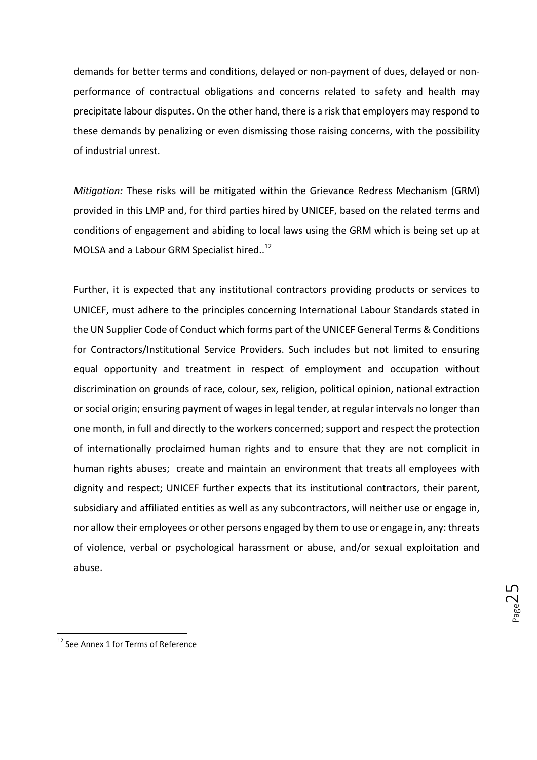demands for better terms and conditions, delayed or non-payment of dues, delayed or non-performance of contractual obligations and concerns related to safety and health may precipitate labour disputes. On the other hand, there is a risk that employers may respond to these demands by penalizing or even dismissing those raising concerns, with the possibility of industrial unrest.

*Mitigation:* These risks will be mitigated within the Grievance Redress Mechanism (GRM) provided in this LMP and, for third parties hired by UNICEF, based on the related terms and conditions of engagement and abiding to local laws using the GRM which is being set up at MOLSA and a Labour GRM Specialist hired..[12]

Further, it is expected that any institutional contractors providing products or services to UNICEF, must adhere to the principles concerning International Labour Standards stated in the UN Supplier Code of Conduct which forms part of the UNICEF General Terms & Conditions for Contractors/Institutional Service Providers. Such includes but not limited to ensuring equal opportunity and treatment in respect of employment and occupation without discrimination on grounds of race, colour, sex, religion, political opinion, national extraction or social origin; ensuring payment of wages in legal tender, at regular intervals no longer than one month, in full and directly to the workers concerned; support and respect the protection of internationally proclaimed human rights and to ensure that they are not complicit in human rights abuses; create and maintain an environment that treats all employees with dignity and respect; UNICEF further expects that its institutional contractors, their parent, subsidiary and affiliated entities as well as any subcontractors, will neither use or engage in, nor allow their employees or other persons engaged by them to use or engage in, any: threats of violence, verbal or psychological harassment or abuse, and/or sexual exploitation and abuse.

[12] See Annex 1 for Terms of Reference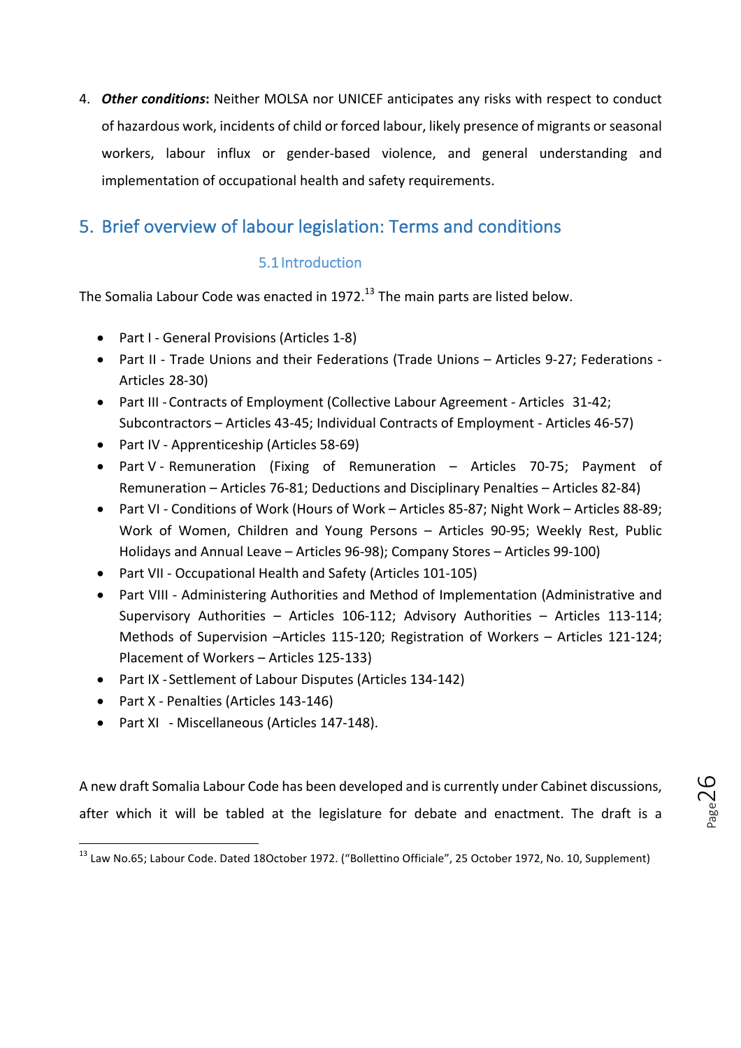4. ***Other conditions*****:** Neither MOLSA nor UNICEF anticipates any risks with respect to conduct of hazardous work, incidents of child or forced labour, likely presence of migrants or seasonal workers, labour influx or gender-based violence, and general understanding and implementation of occupational health and safety requirements.

## 5. Brief overview of labour legislation: Terms and conditions

### 5.1 Introduction

The Somalia Labour Code was enacted in 1972.[13] The main parts are listed below.

- Part I - General Provisions (Articles 1-8)
- Part II - Trade Unions and their Federations (Trade Unions – Articles 9-27; Federations - Articles 28-30)
- Part III - Contracts of Employment (Collective Labour Agreement - Articles 31-42; Subcontractors – Articles 43-45; Individual Contracts of Employment - Articles 46-57)
- Part IV - Apprenticeship (Articles 58-69)
- Part V - Remuneration (Fixing of Remuneration – Articles 70-75; Payment of Remuneration – Articles 76-81; Deductions and Disciplinary Penalties – Articles 82-84)
- Part VI - Conditions of Work (Hours of Work – Articles 85-87; Night Work – Articles 88-89; Work of Women, Children and Young Persons – Articles 90-95; Weekly Rest, Public Holidays and Annual Leave – Articles 96-98); Company Stores – Articles 99-100)
- Part VII - Occupational Health and Safety (Articles 101-105)
- Part VIII - Administering Authorities and Method of Implementation (Administrative and Supervisory Authorities – Articles 106-112; Advisory Authorities – Articles 113-114; Methods of Supervision –Articles 115-120; Registration of Workers – Articles 121-124; Placement of Workers – Articles 125-133)
- Part IX - Settlement of Labour Disputes (Articles 134-142)
- Part X - Penalties (Articles 143-146)
- Part XI - Miscellaneous (Articles 147-148).

A new draft Somalia Labour Code has been developed and is currently under Cabinet discussions, after which it will be tabled at the legislature for debate and enactment. The draft is a

[13] Law No.65; Labour Code. Dated 18October 1972. ("Bollettino Officiale", 25 October 1972, No. 10, Supplement)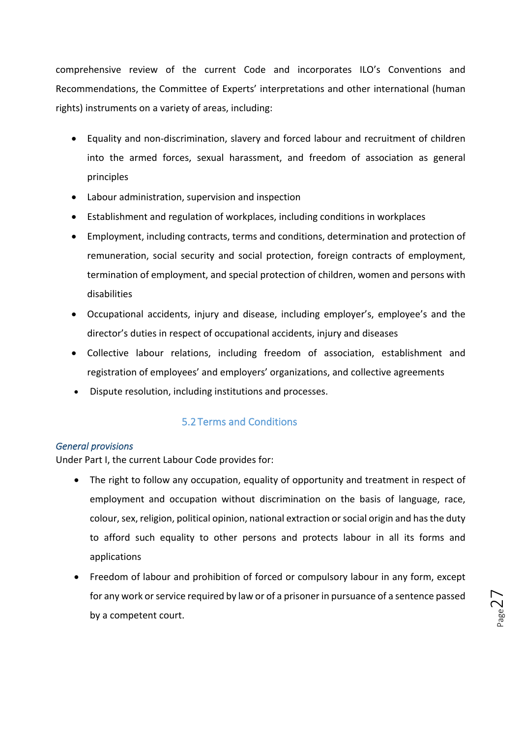comprehensive review of the current Code and incorporates ILO's Conventions and Recommendations, the Committee of Experts' interpretations and other international (human rights) instruments on a variety of areas, including:

- Equality and non-discrimination, slavery and forced labour and recruitment of children into the armed forces, sexual harassment, and freedom of association as general principles
- Labour administration, supervision and inspection
- Establishment and regulation of workplaces, including conditions in workplaces
- Employment, including contracts, terms and conditions, determination and protection of remuneration, social security and social protection, foreign contracts of employment, termination of employment, and special protection of children, women and persons with disabilities
- Occupational accidents, injury and disease, including employer's, employee's and the director's duties in respect of occupational accidents, injury and diseases
- Collective labour relations, including freedom of association, establishment and registration of employees' and employers' organizations, and collective agreements
- Dispute resolution, including institutions and processes.

## 5.2 Terms and Conditions

*General provisions*

Under Part I, the current Labour Code provides for:

- The right to follow any occupation, equality of opportunity and treatment in respect of employment and occupation without discrimination on the basis of language, race, colour, sex, religion, political opinion, national extraction or social origin and has the duty to afford such equality to other persons and protects labour in all its forms and applications
- Freedom of labour and prohibition of forced or compulsory labour in any form, except for any work or service required by law or of a prisoner in pursuance of a sentence passed by a competent court.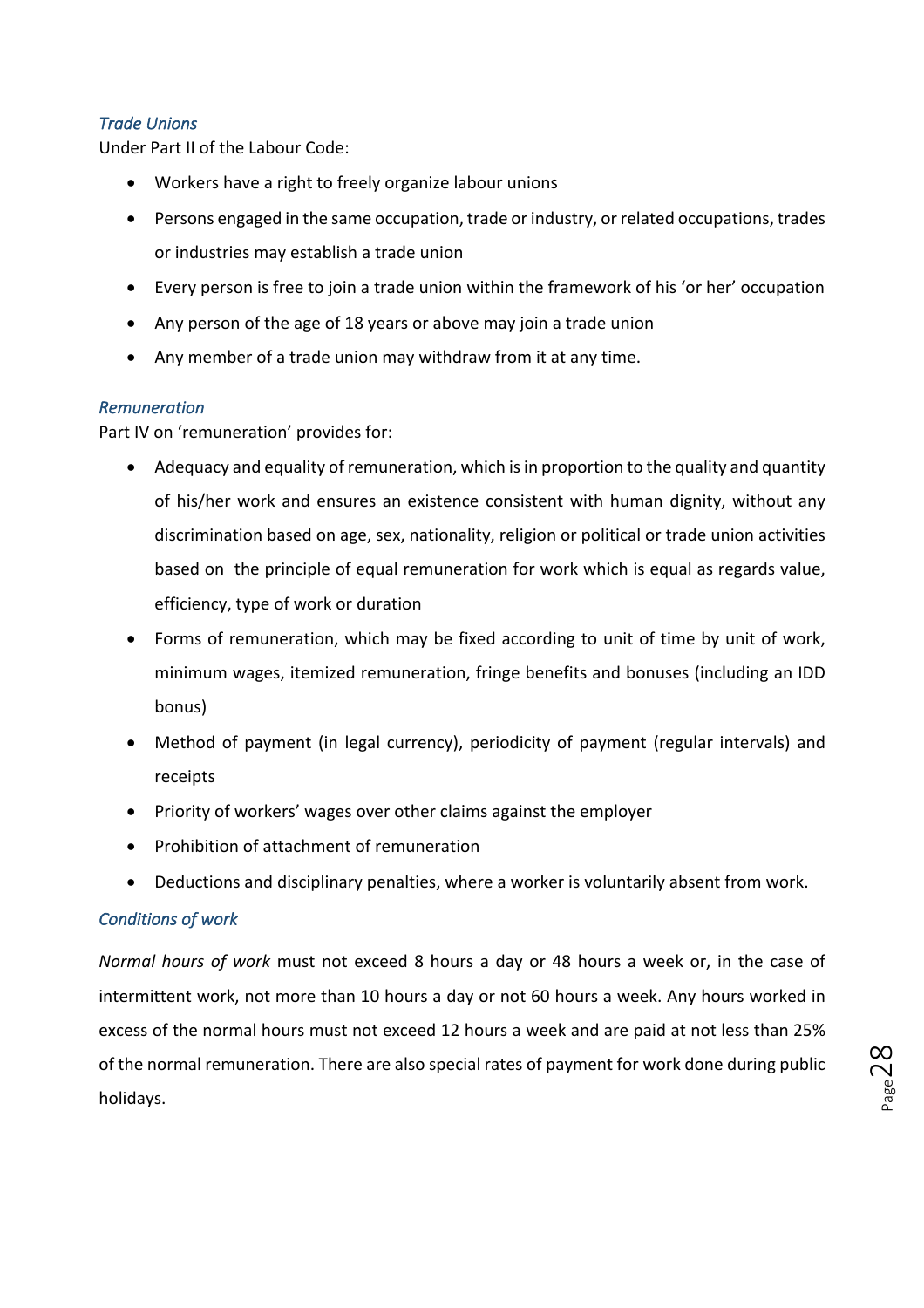### *Trade Unions*

Under Part II of the Labour Code:

- Workers have a right to freely organize labour unions
- Persons engaged in the same occupation, trade or industry, or related occupations, trades or industries may establish a trade union
- Every person is free to join a trade union within the framework of his 'or her' occupation
- Any person of the age of 18 years or above may join a trade union
- Any member of a trade union may withdraw from it at any time.

### *Remuneration*

Part IV on 'remuneration' provides for:

- Adequacy and equality of remuneration, which is in proportion to the quality and quantity of his/her work and ensures an existence consistent with human dignity, without any discrimination based on age, sex, nationality, religion or political or trade union activities based on the principle of equal remuneration for work which is equal as regards value, efficiency, type of work or duration
- Forms of remuneration, which may be fixed according to unit of time by unit of work, minimum wages, itemized remuneration, fringe benefits and bonuses (including an IDD bonus)
- Method of payment (in legal currency), periodicity of payment (regular intervals) and receipts
- Priority of workers' wages over other claims against the employer
- Prohibition of attachment of remuneration
- Deductions and disciplinary penalties, where a worker is voluntarily absent from work.

### *Conditions of work*

*Normal hours of work* must not exceed 8 hours a day or 48 hours a week or, in the case of intermittent work, not more than 10 hours a day or not 60 hours a week. Any hours worked in excess of the normal hours must not exceed 12 hours a week and are paid at not less than 25% of the normal remuneration. There are also special rates of payment for work done during public holidays.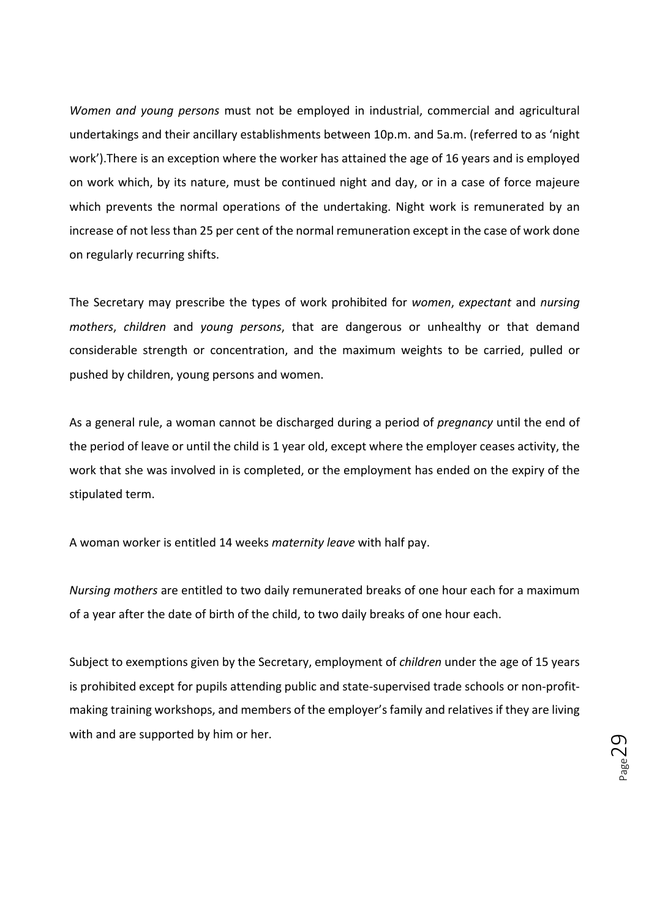*Women and young persons* must not be employed in industrial, commercial and agricultural undertakings and their ancillary establishments between 10p.m. and 5a.m. (referred to as 'night work').There is an exception where the worker has attained the age of 16 years and is employed on work which, by its nature, must be continued night and day, or in a case of force majeure which prevents the normal operations of the undertaking. Night work is remunerated by an increase of not less than 25 per cent of the normal remuneration except in the case of work done on regularly recurring shifts.

The Secretary may prescribe the types of work prohibited for *women*, *expectant* and *nursing mothers*, *children* and *young persons*, that are dangerous or unhealthy or that demand considerable strength or concentration, and the maximum weights to be carried, pulled or pushed by children, young persons and women.

As a general rule, a woman cannot be discharged during a period of *pregnancy* until the end of the period of leave or until the child is 1 year old, except where the employer ceases activity, the work that she was involved in is completed, or the employment has ended on the expiry of the stipulated term.

A woman worker is entitled 14 weeks *maternity leave* with half pay.

*Nursing mothers* are entitled to two daily remunerated breaks of one hour each for a maximum of a year after the date of birth of the child, to two daily breaks of one hour each.

Subject to exemptions given by the Secretary, employment of *children* under the age of 15 years is prohibited except for pupils attending public and state-supervised trade schools or non-profit-making training workshops, and members of the employer's family and relatives if they are living with and are supported by him or her.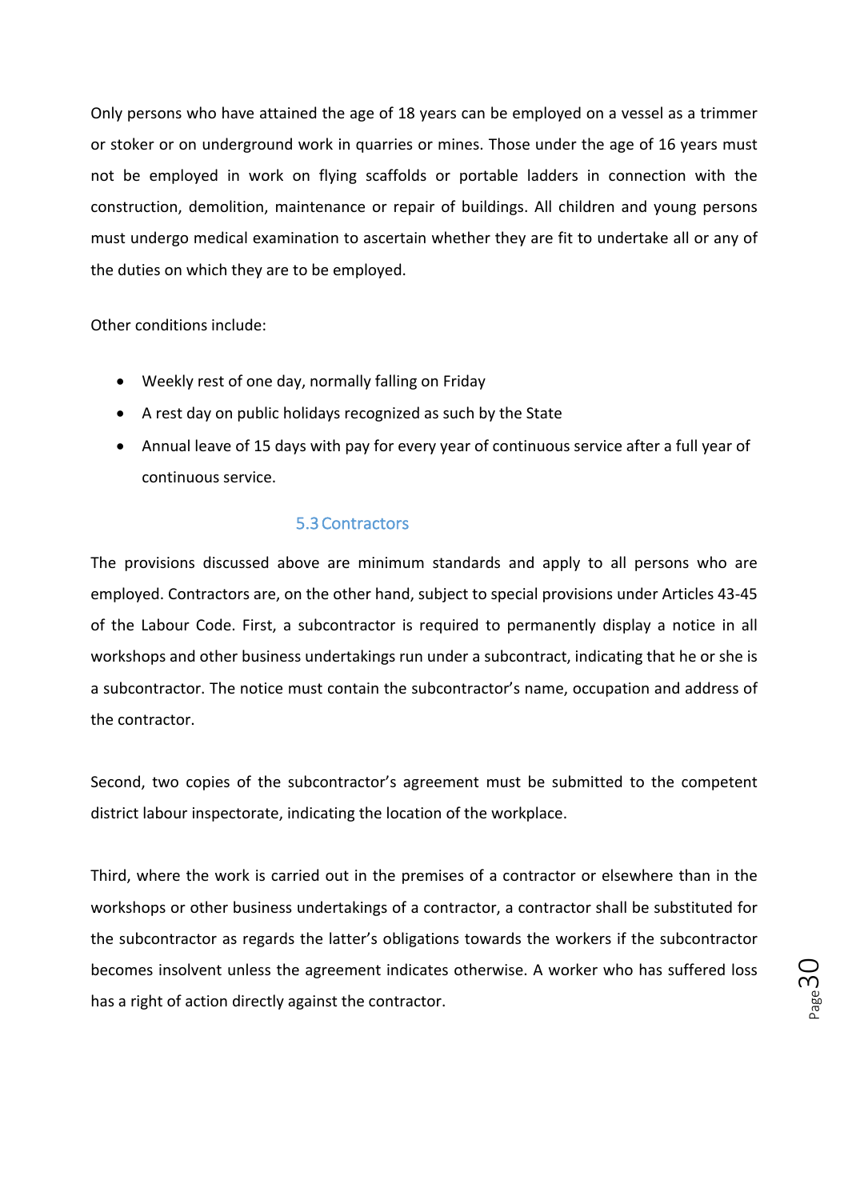Only persons who have attained the age of 18 years can be employed on a vessel as a trimmer or stoker or on underground work in quarries or mines. Those under the age of 16 years must not be employed in work on flying scaffolds or portable ladders in connection with the construction, demolition, maintenance or repair of buildings. All children and young persons must undergo medical examination to ascertain whether they are fit to undertake all or any of the duties on which they are to be employed.

Other conditions include:

- Weekly rest of one day, normally falling on Friday
- A rest day on public holidays recognized as such by the State
- Annual leave of 15 days with pay for every year of continuous service after a full year of continuous service.

### 5.3 Contractors

The provisions discussed above are minimum standards and apply to all persons who are employed. Contractors are, on the other hand, subject to special provisions under Articles 43-45 of the Labour Code. First, a subcontractor is required to permanently display a notice in all workshops and other business undertakings run under a subcontract, indicating that he or she is a subcontractor. The notice must contain the subcontractor's name, occupation and address of the contractor.

Second, two copies of the subcontractor's agreement must be submitted to the competent district labour inspectorate, indicating the location of the workplace.

Third, where the work is carried out in the premises of a contractor or elsewhere than in the workshops or other business undertakings of a contractor, a contractor shall be substituted for the subcontractor as regards the latter's obligations towards the workers if the subcontractor becomes insolvent unless the agreement indicates otherwise. A worker who has suffered loss has a right of action directly against the contractor.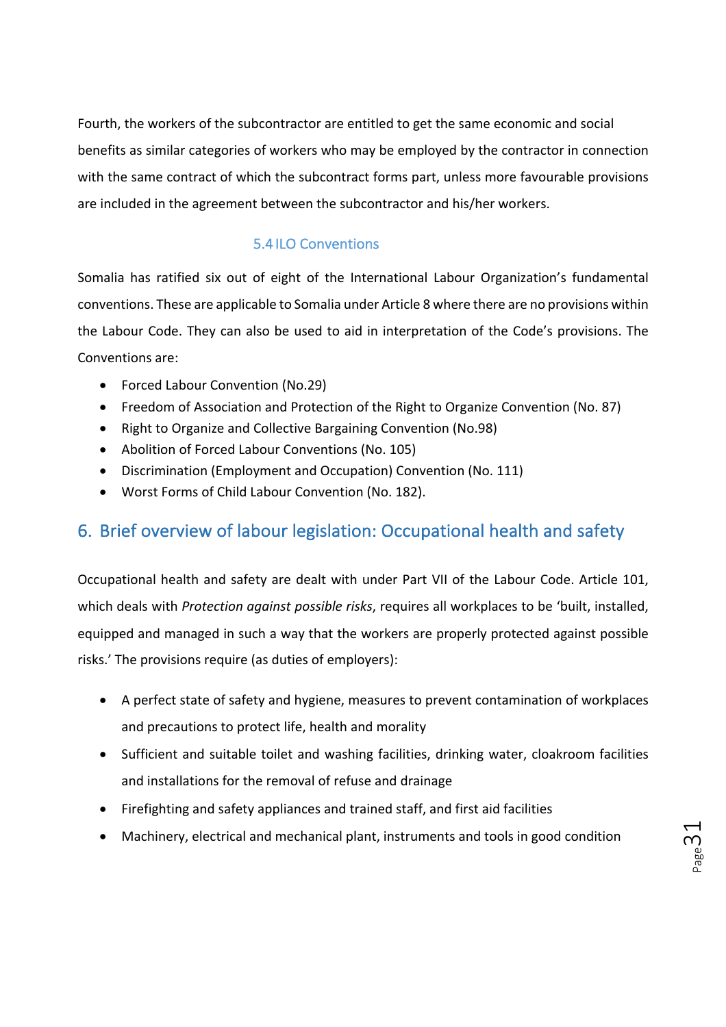Fourth, the workers of the subcontractor are entitled to get the same economic and social benefits as similar categories of workers who may be employed by the contractor in connection with the same contract of which the subcontract forms part, unless more favourable provisions are included in the agreement between the subcontractor and his/her workers.

### 5.4 ILO Conventions

Somalia has ratified six out of eight of the International Labour Organization's fundamental conventions. These are applicable to Somalia under Article 8 where there are no provisions within the Labour Code. They can also be used to aid in interpretation of the Code's provisions. The Conventions are:

- Forced Labour Convention (No.29)
- Freedom of Association and Protection of the Right to Organize Convention (No. 87)
- Right to Organize and Collective Bargaining Convention (No.98)
- Abolition of Forced Labour Conventions (No. 105)
- Discrimination (Employment and Occupation) Convention (No. 111)
- Worst Forms of Child Labour Convention (No. 182).

## 6. Brief overview of labour legislation: Occupational health and safety

Occupational health and safety are dealt with under Part VII of the Labour Code. Article 101, which deals with *Protection against possible risks*, requires all workplaces to be 'built, installed, equipped and managed in such a way that the workers are properly protected against possible risks.' The provisions require (as duties of employers):

- A perfect state of safety and hygiene, measures to prevent contamination of workplaces and precautions to protect life, health and morality
- Sufficient and suitable toilet and washing facilities, drinking water, cloakroom facilities and installations for the removal of refuse and drainage
- Firefighting and safety appliances and trained staff, and first aid facilities
- Machinery, electrical and mechanical plant, instruments and tools in good condition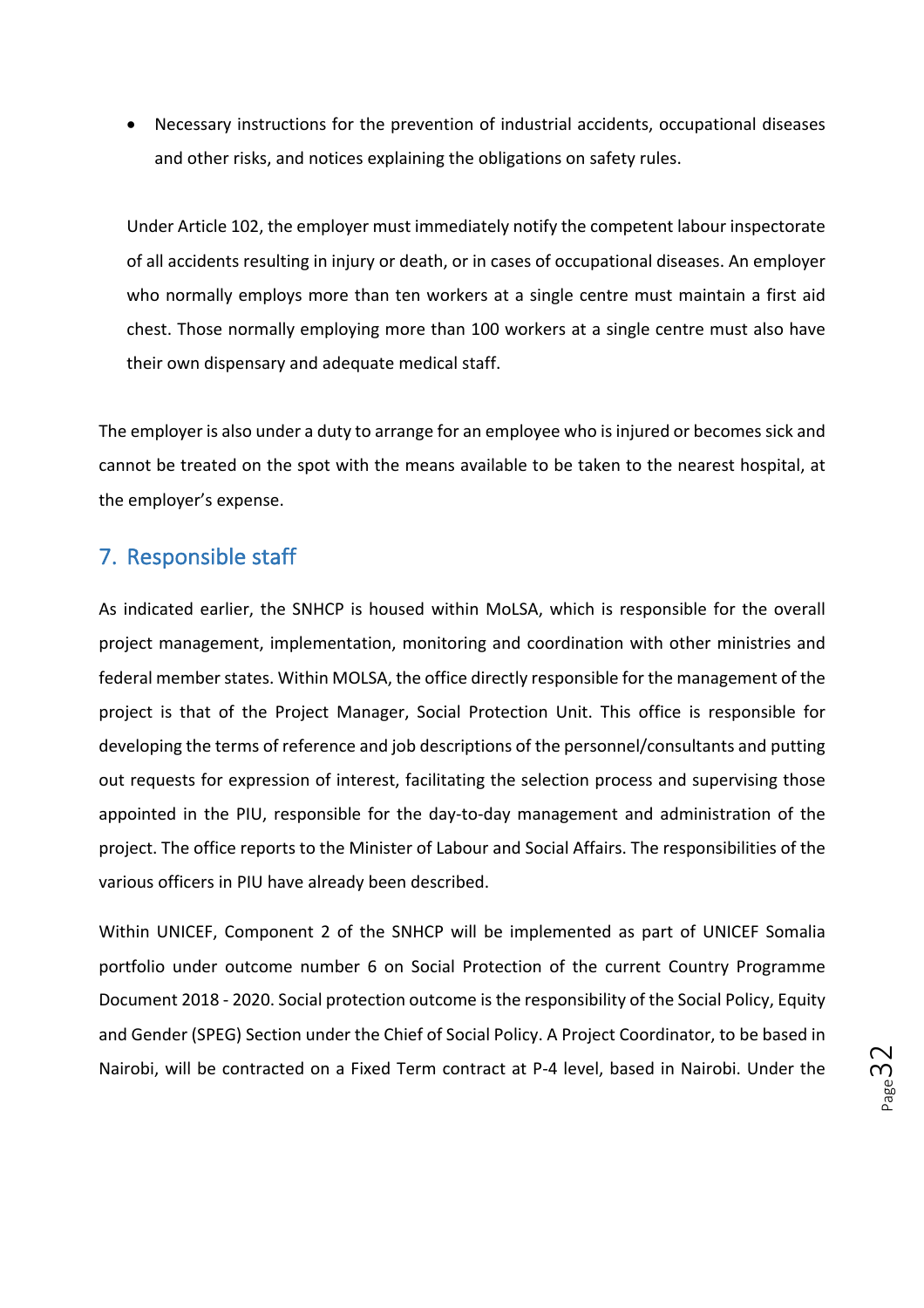- Necessary instructions for the prevention of industrial accidents, occupational diseases and other risks, and notices explaining the obligations on safety rules.

Under Article 102, the employer must immediately notify the competent labour inspectorate of all accidents resulting in injury or death, or in cases of occupational diseases. An employer who normally employs more than ten workers at a single centre must maintain a first aid chest. Those normally employing more than 100 workers at a single centre must also have their own dispensary and adequate medical staff.

The employer is also under a duty to arrange for an employee who is injured or becomes sick and cannot be treated on the spot with the means available to be taken to the nearest hospital, at the employer's expense.

## 7. Responsible staff

As indicated earlier, the SNHCP is housed within MoLSA, which is responsible for the overall project management, implementation, monitoring and coordination with other ministries and federal member states. Within MOLSA, the office directly responsible for the management of the project is that of the Project Manager, Social Protection Unit. This office is responsible for developing the terms of reference and job descriptions of the personnel/consultants and putting out requests for expression of interest, facilitating the selection process and supervising those appointed in the PIU, responsible for the day-to-day management and administration of the project. The office reports to the Minister of Labour and Social Affairs. The responsibilities of the various officers in PIU have already been described.

Within UNICEF, Component 2 of the SNHCP will be implemented as part of UNICEF Somalia portfolio under outcome number 6 on Social Protection of the current Country Programme Document 2018 - 2020. Social protection outcome is the responsibility of the Social Policy, Equity and Gender (SPEG) Section under the Chief of Social Policy. A Project Coordinator, to be based in Nairobi, will be contracted on a Fixed Term contract at P-4 level, based in Nairobi. Under the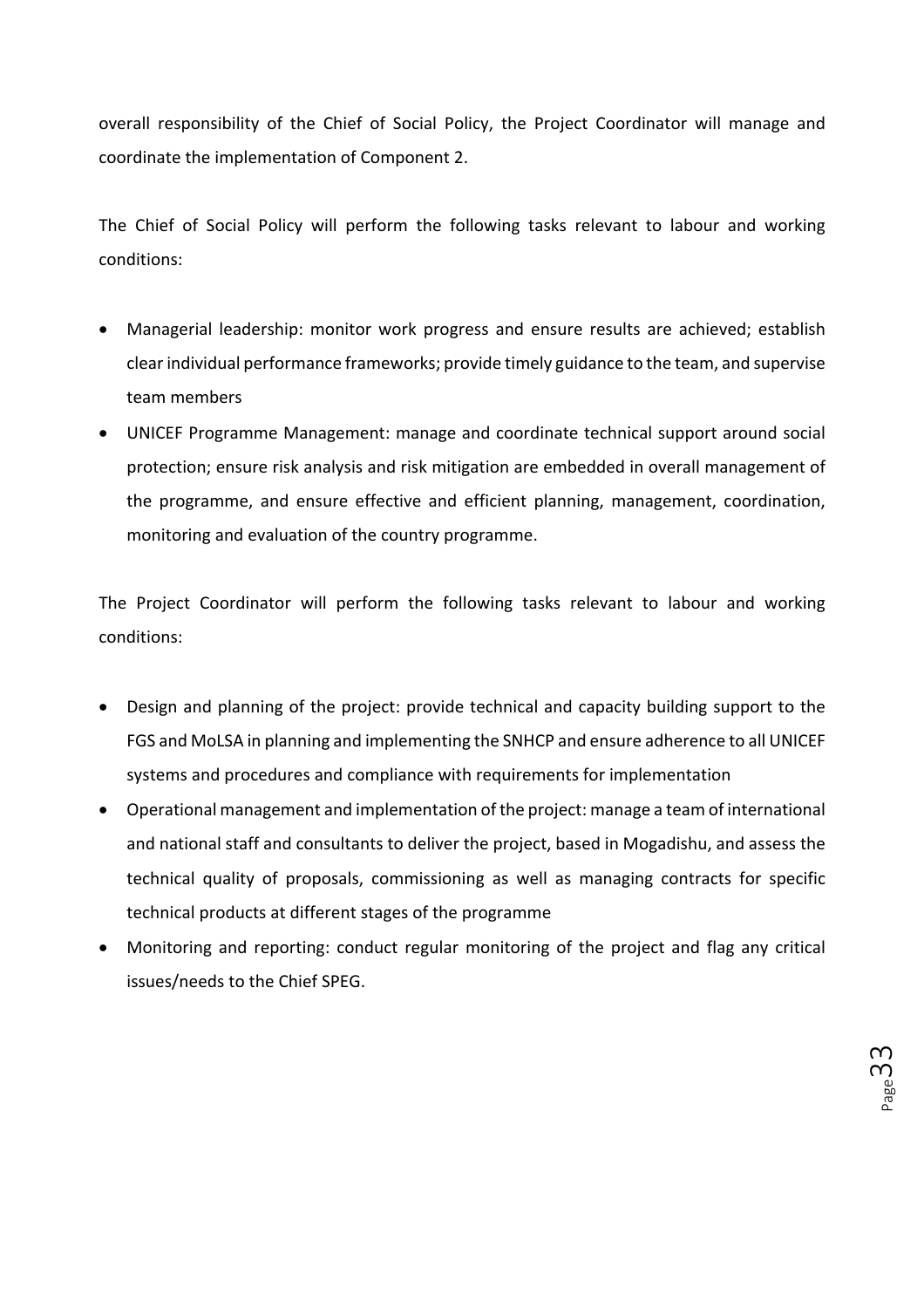overall responsibility of the Chief of Social Policy, the Project Coordinator will manage and coordinate the implementation of Component 2.

The Chief of Social Policy will perform the following tasks relevant to labour and working conditions:

- Managerial leadership: monitor work progress and ensure results are achieved; establish clear individual performance frameworks; provide timely guidance to the team, and supervise team members
- UNICEF Programme Management: manage and coordinate technical support around social protection; ensure risk analysis and risk mitigation are embedded in overall management of the programme, and ensure effective and efficient planning, management, coordination, monitoring and evaluation of the country programme.

The Project Coordinator will perform the following tasks relevant to labour and working conditions:

- Design and planning of the project: provide technical and capacity building support to the FGS and MoLSA in planning and implementing the SNHCP and ensure adherence to all UNICEF systems and procedures and compliance with requirements for implementation
- Operational management and implementation of the project: manage a team of international and national staff and consultants to deliver the project, based in Mogadishu, and assess the technical quality of proposals, commissioning as well as managing contracts for specific technical products at different stages of the programme
- Monitoring and reporting: conduct regular monitoring of the project and flag any critical issues/needs to the Chief SPEG.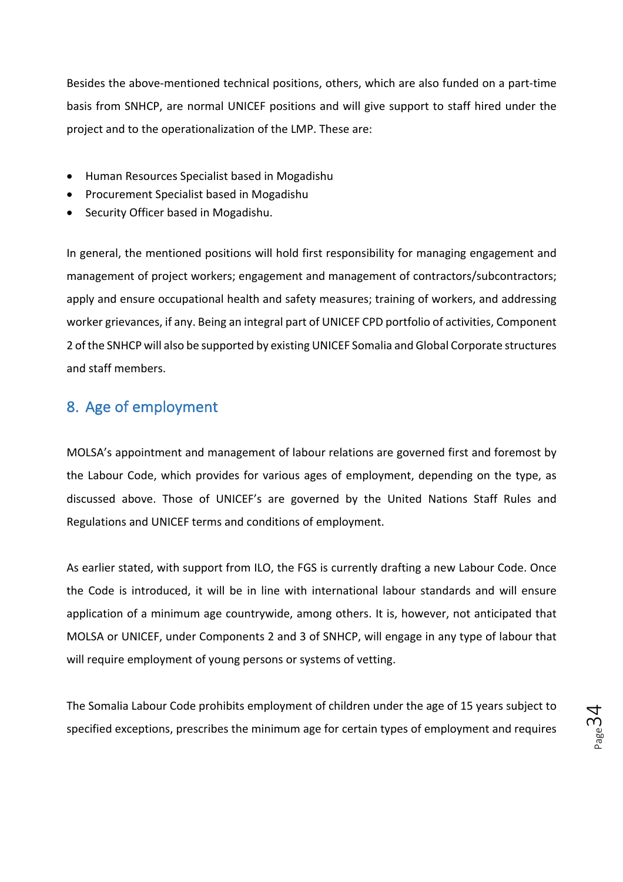Besides the above-mentioned technical positions, others, which are also funded on a part-time basis from SNHCP, are normal UNICEF positions and will give support to staff hired under the project and to the operationalization of the LMP. These are:

- Human Resources Specialist based in Mogadishu
- Procurement Specialist based in Mogadishu
- Security Officer based in Mogadishu.

In general, the mentioned positions will hold first responsibility for managing engagement and management of project workers; engagement and management of contractors/subcontractors; apply and ensure occupational health and safety measures; training of workers, and addressing worker grievances, if any. Being an integral part of UNICEF CPD portfolio of activities, Component 2 of the SNHCP will also be supported by existing UNICEF Somalia and Global Corporate structures and staff members.

## 8. Age of employment

MOLSA's appointment and management of labour relations are governed first and foremost by the Labour Code, which provides for various ages of employment, depending on the type, as discussed above. Those of UNICEF's are governed by the United Nations Staff Rules and Regulations and UNICEF terms and conditions of employment.

As earlier stated, with support from ILO, the FGS is currently drafting a new Labour Code. Once the Code is introduced, it will be in line with international labour standards and will ensure application of a minimum age countrywide, among others. It is, however, not anticipated that MOLSA or UNICEF, under Components 2 and 3 of SNHCP, will engage in any type of labour that will require employment of young persons or systems of vetting.

The Somalia Labour Code prohibits employment of children under the age of 15 years subject to specified exceptions, prescribes the minimum age for certain types of employment and requires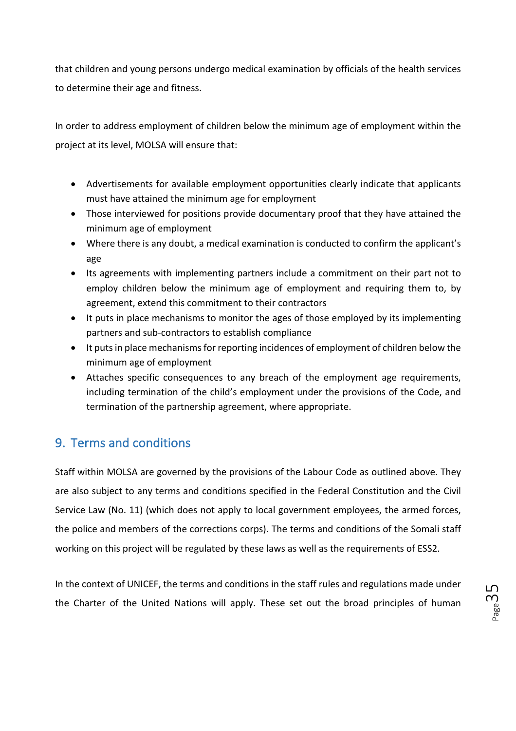that children and young persons undergo medical examination by officials of the health services to determine their age and fitness.

In order to address employment of children below the minimum age of employment within the project at its level, MOLSA will ensure that:

- Advertisements for available employment opportunities clearly indicate that applicants must have attained the minimum age for employment
- Those interviewed for positions provide documentary proof that they have attained the minimum age of employment
- Where there is any doubt, a medical examination is conducted to confirm the applicant's age
- Its agreements with implementing partners include a commitment on their part not to employ children below the minimum age of employment and requiring them to, by agreement, extend this commitment to their contractors
- It puts in place mechanisms to monitor the ages of those employed by its implementing partners and sub-contractors to establish compliance
- It puts in place mechanisms for reporting incidences of employment of children below the minimum age of employment
- Attaches specific consequences to any breach of the employment age requirements, including termination of the child's employment under the provisions of the Code, and termination of the partnership agreement, where appropriate.

## 9. Terms and conditions

Staff within MOLSA are governed by the provisions of the Labour Code as outlined above. They are also subject to any terms and conditions specified in the Federal Constitution and the Civil Service Law (No. 11) (which does not apply to local government employees, the armed forces, the police and members of the corrections corps). The terms and conditions of the Somali staff working on this project will be regulated by these laws as well as the requirements of ESS2.

In the context of UNICEF, the terms and conditions in the staff rules and regulations made under the Charter of the United Nations will apply. These set out the broad principles of human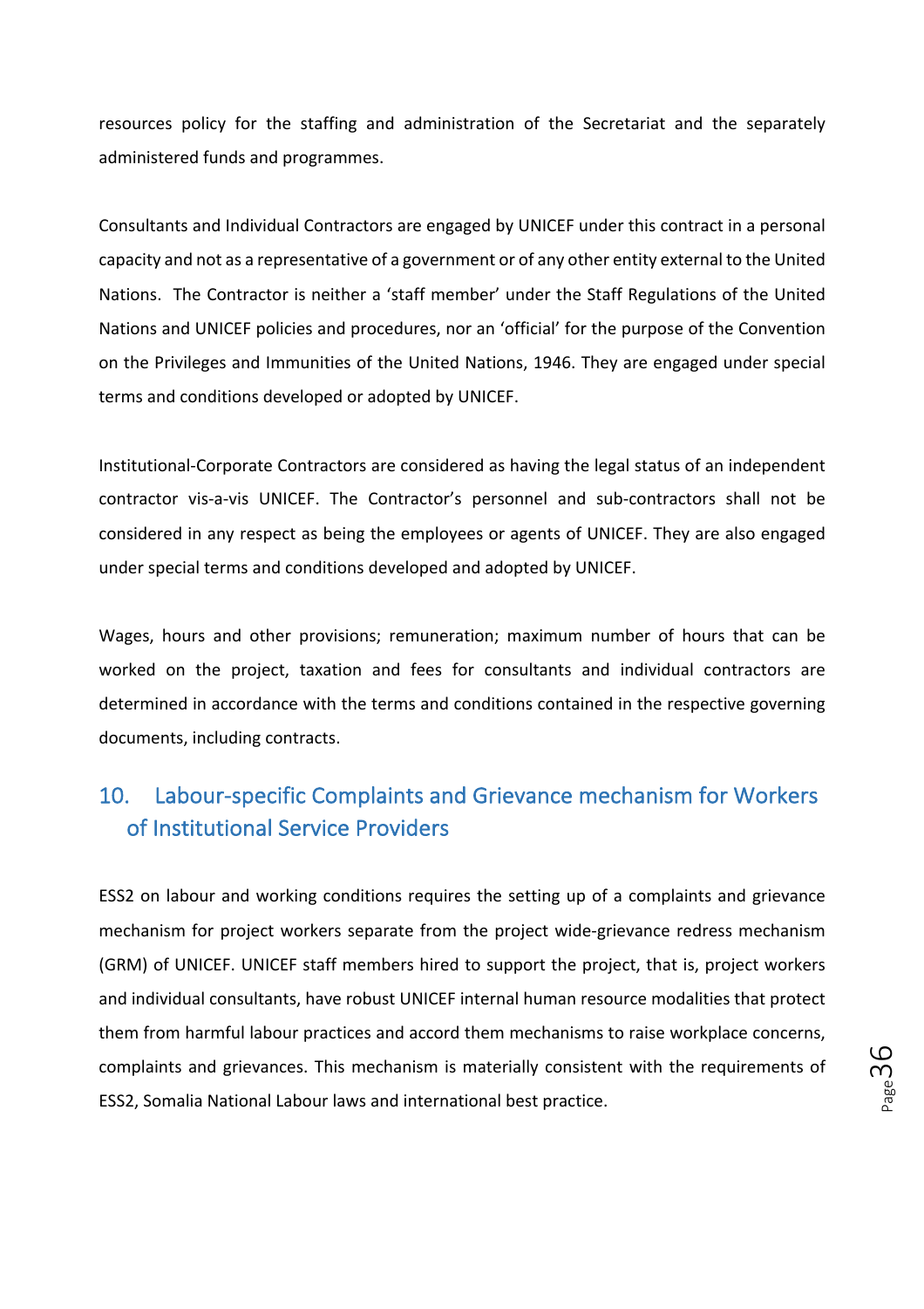resources policy for the staffing and administration of the Secretariat and the separately administered funds and programmes.

Consultants and Individual Contractors are engaged by UNICEF under this contract in a personal capacity and not as a representative of a government or of any other entity external to the United Nations. The Contractor is neither a 'staff member' under the Staff Regulations of the United Nations and UNICEF policies and procedures, nor an 'official' for the purpose of the Convention on the Privileges and Immunities of the United Nations, 1946. They are engaged under special terms and conditions developed or adopted by UNICEF.

Institutional-Corporate Contractors are considered as having the legal status of an independent contractor vis-a-vis UNICEF. The Contractor's personnel and sub-contractors shall not be considered in any respect as being the employees or agents of UNICEF. They are also engaged under special terms and conditions developed and adopted by UNICEF.

Wages, hours and other provisions; remuneration; maximum number of hours that can be worked on the project, taxation and fees for consultants and individual contractors are determined in accordance with the terms and conditions contained in the respective governing documents, including contracts.

## 10. Labour-specific Complaints and Grievance mechanism for Workers of Institutional Service Providers

ESS2 on labour and working conditions requires the setting up of a complaints and grievance mechanism for project workers separate from the project wide-grievance redress mechanism (GRM) of UNICEF. UNICEF staff members hired to support the project, that is, project workers and individual consultants, have robust UNICEF internal human resource modalities that protect them from harmful labour practices and accord them mechanisms to raise workplace concerns, complaints and grievances. This mechanism is materially consistent with the requirements of ESS2, Somalia National Labour laws and international best practice.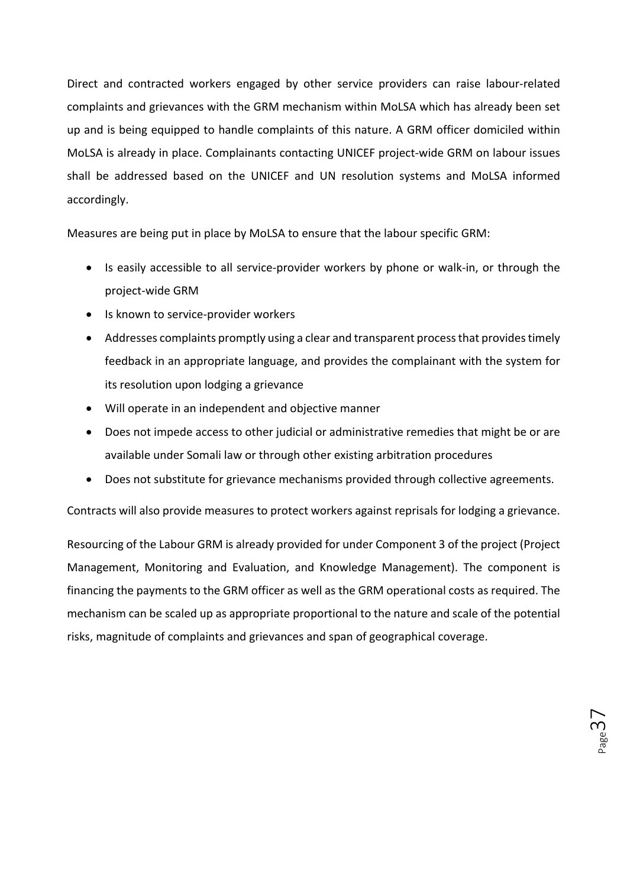Direct and contracted workers engaged by other service providers can raise labour-related complaints and grievances with the GRM mechanism within MoLSA which has already been set up and is being equipped to handle complaints of this nature. A GRM officer domiciled within MoLSA is already in place. Complainants contacting UNICEF project-wide GRM on labour issues shall be addressed based on the UNICEF and UN resolution systems and MoLSA informed accordingly.

Measures are being put in place by MoLSA to ensure that the labour specific GRM:

- Is easily accessible to all service-provider workers by phone or walk-in, or through the project-wide GRM
- Is known to service-provider workers
- Addresses complaints promptly using a clear and transparent process that provides timely feedback in an appropriate language, and provides the complainant with the system for its resolution upon lodging a grievance
- Will operate in an independent and objective manner
- Does not impede access to other judicial or administrative remedies that might be or are available under Somali law or through other existing arbitration procedures
- Does not substitute for grievance mechanisms provided through collective agreements.

Contracts will also provide measures to protect workers against reprisals for lodging a grievance.

Resourcing of the Labour GRM is already provided for under Component 3 of the project (Project Management, Monitoring and Evaluation, and Knowledge Management). The component is financing the payments to the GRM officer as well as the GRM operational costs as required. The mechanism can be scaled up as appropriate proportional to the nature and scale of the potential risks, magnitude of complaints and grievances and span of geographical coverage.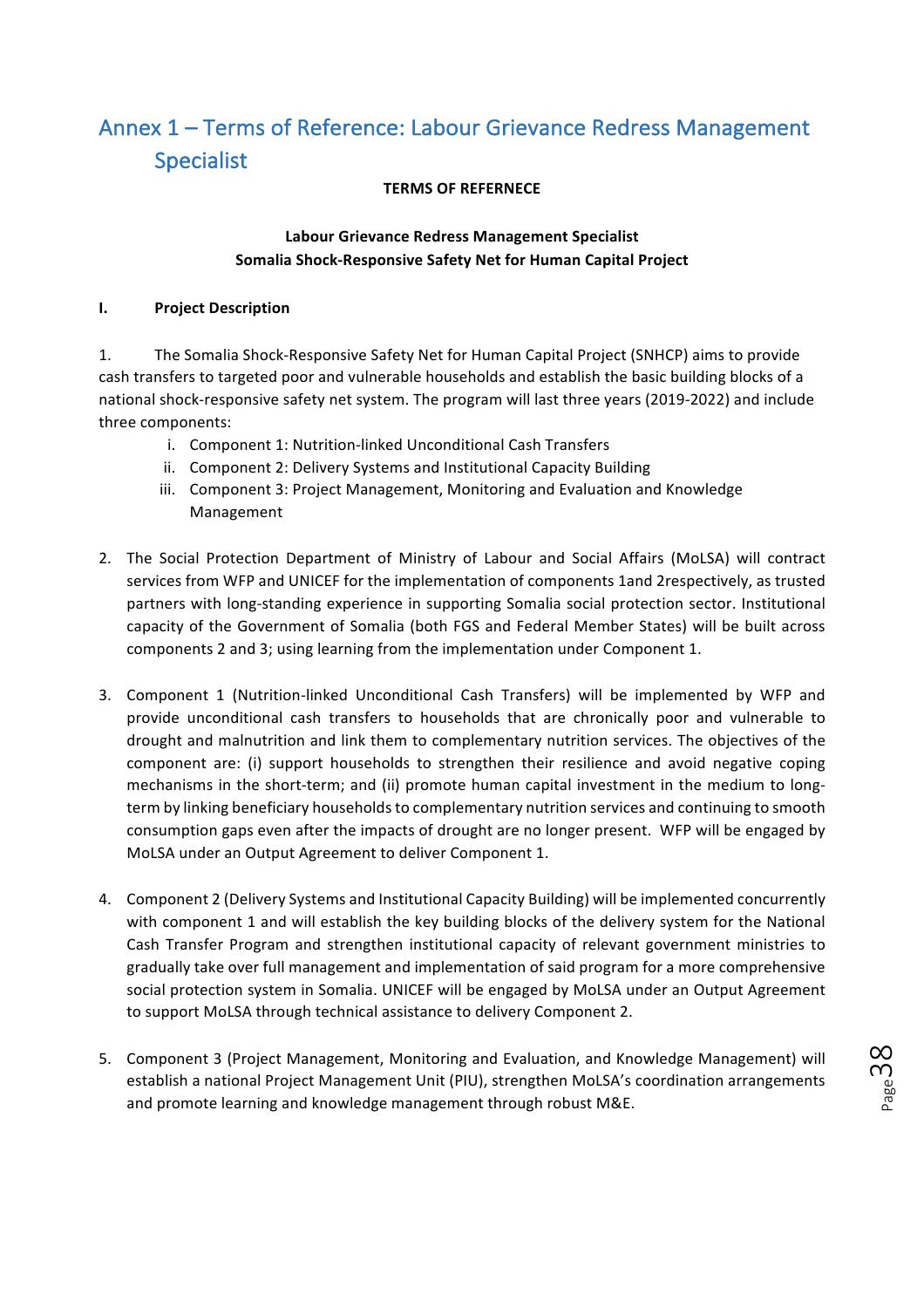# Annex 1 – Terms of Reference: Labour Grievance Redress Management Specialist

**TERMS OF REFERNECE**

**Labour Grievance Redress Management Specialist**
**Somalia Shock-Responsive Safety Net for Human Capital Project**

**I. Project Description**

1. The Somalia Shock-Responsive Safety Net for Human Capital Project (SNHCP) aims to provide cash transfers to targeted poor and vulnerable households and establish the basic building blocks of a national shock-responsive safety net system. The program will last three years (2019-2022) and include three components:
   i. Component 1: Nutrition-linked Unconditional Cash Transfers
   ii. Component 2: Delivery Systems and Institutional Capacity Building
   iii. Component 3: Project Management, Monitoring and Evaluation and Knowledge Management

2. The Social Protection Department of Ministry of Labour and Social Affairs (MoLSA) will contract services from WFP and UNICEF for the implementation of components 1and 2respectively, as trusted partners with long-standing experience in supporting Somalia social protection sector. Institutional capacity of the Government of Somalia (both FGS and Federal Member States) will be built across components 2 and 3; using learning from the implementation under Component 1.

3. Component 1 (Nutrition-linked Unconditional Cash Transfers) will be implemented by WFP and provide unconditional cash transfers to households that are chronically poor and vulnerable to drought and malnutrition and link them to complementary nutrition services. The objectives of the component are: (i) support households to strengthen their resilience and avoid negative coping mechanisms in the short-term; and (ii) promote human capital investment in the medium to long-term by linking beneficiary households to complementary nutrition services and continuing to smooth consumption gaps even after the impacts of drought are no longer present. WFP will be engaged by MoLSA under an Output Agreement to deliver Component 1.

4. Component 2 (Delivery Systems and Institutional Capacity Building) will be implemented concurrently with component 1 and will establish the key building blocks of the delivery system for the National Cash Transfer Program and strengthen institutional capacity of relevant government ministries to gradually take over full management and implementation of said program for a more comprehensive social protection system in Somalia. UNICEF will be engaged by MoLSA under an Output Agreement to support MoLSA through technical assistance to delivery Component 2.

5. Component 3 (Project Management, Monitoring and Evaluation, and Knowledge Management) will establish a national Project Management Unit (PIU), strengthen MoLSA's coordination arrangements and promote learning and knowledge management through robust M&E.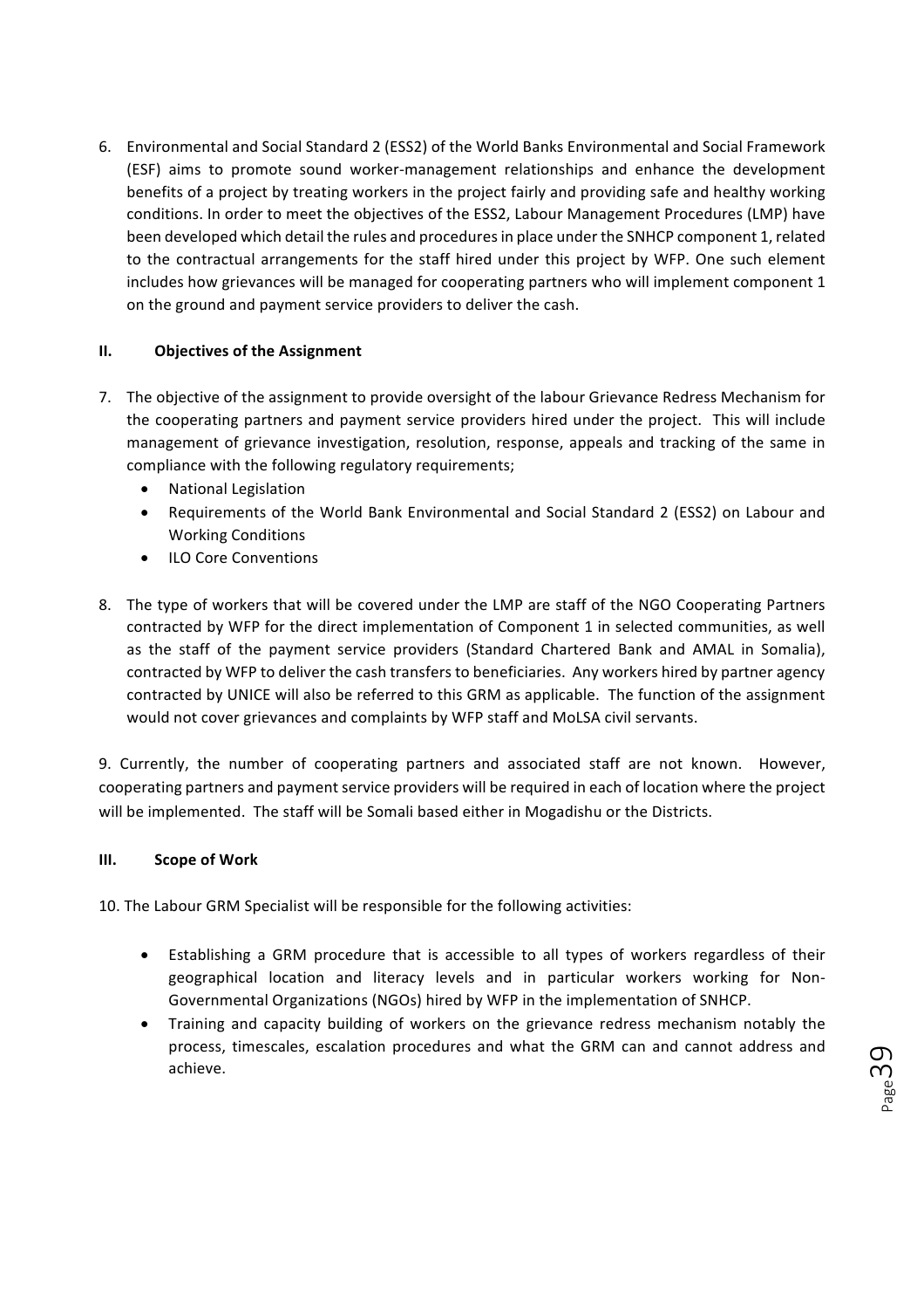6. Environmental and Social Standard 2 (ESS2) of the World Banks Environmental and Social Framework (ESF) aims to promote sound worker-management relationships and enhance the development benefits of a project by treating workers in the project fairly and providing safe and healthy working conditions. In order to meet the objectives of the ESS2, Labour Management Procedures (LMP) have been developed which detail the rules and procedures in place under the SNHCP component 1, related to the contractual arrangements for the staff hired under this project by WFP. One such element includes how grievances will be managed for cooperating partners who will implement component 1 on the ground and payment service providers to deliver the cash.

## II. Objectives of the Assignment

7. The objective of the assignment to provide oversight of the labour Grievance Redress Mechanism for the cooperating partners and payment service providers hired under the project. This will include management of grievance investigation, resolution, response, appeals and tracking of the same in compliance with the following regulatory requirements;
   - National Legislation
   - Requirements of the World Bank Environmental and Social Standard 2 (ESS2) on Labour and Working Conditions
   - ILO Core Conventions

8. The type of workers that will be covered under the LMP are staff of the NGO Cooperating Partners contracted by WFP for the direct implementation of Component 1 in selected communities, as well as the staff of the payment service providers (Standard Chartered Bank and AMAL in Somalia), contracted by WFP to deliver the cash transfers to beneficiaries. Any workers hired by partner agency contracted by UNICE will also be referred to this GRM as applicable. The function of the assignment would not cover grievances and complaints by WFP staff and MoLSA civil servants.

9. Currently, the number of cooperating partners and associated staff are not known. However, cooperating partners and payment service providers will be required in each of location where the project will be implemented. The staff will be Somali based either in Mogadishu or the Districts.

## III. Scope of Work

10. The Labour GRM Specialist will be responsible for the following activities:

- Establishing a GRM procedure that is accessible to all types of workers regardless of their geographical location and literacy levels and in particular workers working for Non-Governmental Organizations (NGOs) hired by WFP in the implementation of SNHCP.
- Training and capacity building of workers on the grievance redress mechanism notably the process, timescales, escalation procedures and what the GRM can and cannot address and achieve.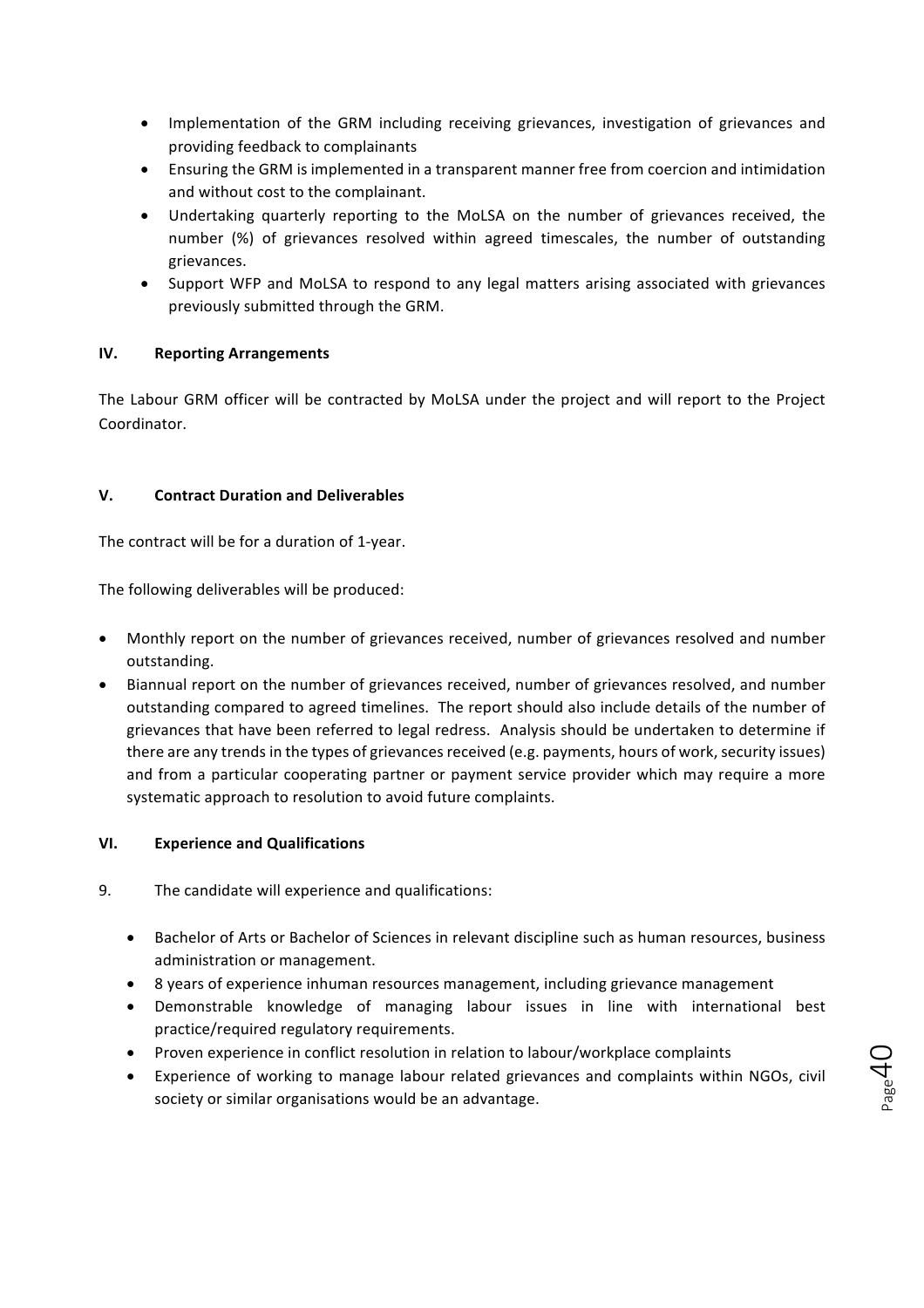- Implementation of the GRM including receiving grievances, investigation of grievances and providing feedback to complainants
- Ensuring the GRM is implemented in a transparent manner free from coercion and intimidation and without cost to the complainant.
- Undertaking quarterly reporting to the MoLSA on the number of grievances received, the number (%) of grievances resolved within agreed timescales, the number of outstanding grievances.
- Support WFP and MoLSA to respond to any legal matters arising associated with grievances previously submitted through the GRM.

## IV. Reporting Arrangements

The Labour GRM officer will be contracted by MoLSA under the project and will report to the Project Coordinator.

## V. Contract Duration and Deliverables

The contract will be for a duration of 1-year.

The following deliverables will be produced:

- Monthly report on the number of grievances received, number of grievances resolved and number outstanding.
- Biannual report on the number of grievances received, number of grievances resolved, and number outstanding compared to agreed timelines. The report should also include details of the number of grievances that have been referred to legal redress. Analysis should be undertaken to determine if there are any trends in the types of grievances received (e.g. payments, hours of work, security issues) and from a particular cooperating partner or payment service provider which may require a more systematic approach to resolution to avoid future complaints.

## VI. Experience and Qualifications

9. The candidate will experience and qualifications:

- Bachelor of Arts or Bachelor of Sciences in relevant discipline such as human resources, business administration or management.
- 8 years of experience inhuman resources management, including grievance management
- Demonstrable knowledge of managing labour issues in line with international best practice/required regulatory requirements.
- Proven experience in conflict resolution in relation to labour/workplace complaints
- Experience of working to manage labour related grievances and complaints within NGOs, civil society or similar organisations would be an advantage.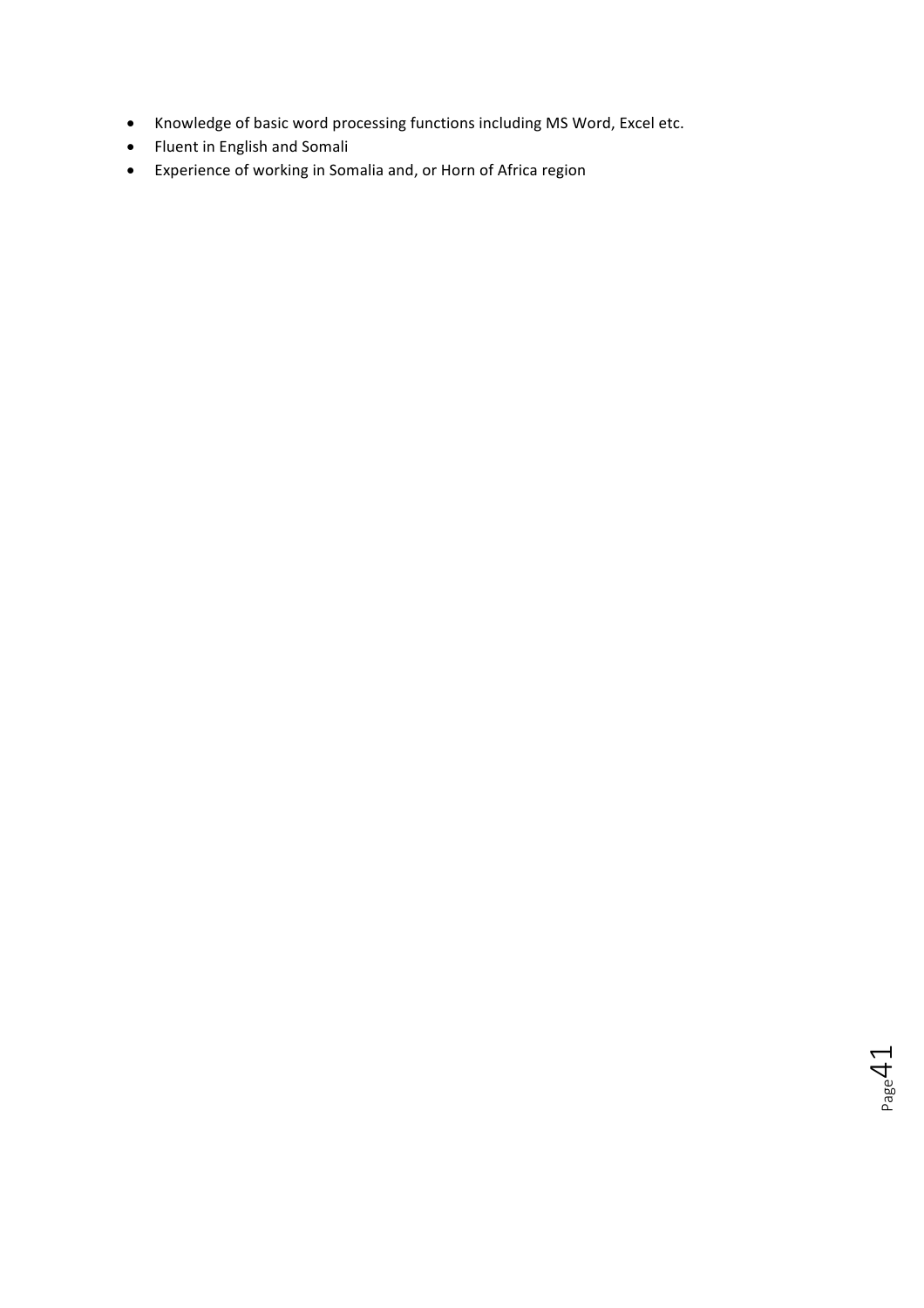- Knowledge of basic word processing functions including MS Word, Excel etc.
- Fluent in English and Somali
- Experience of working in Somalia and, or Horn of Africa region